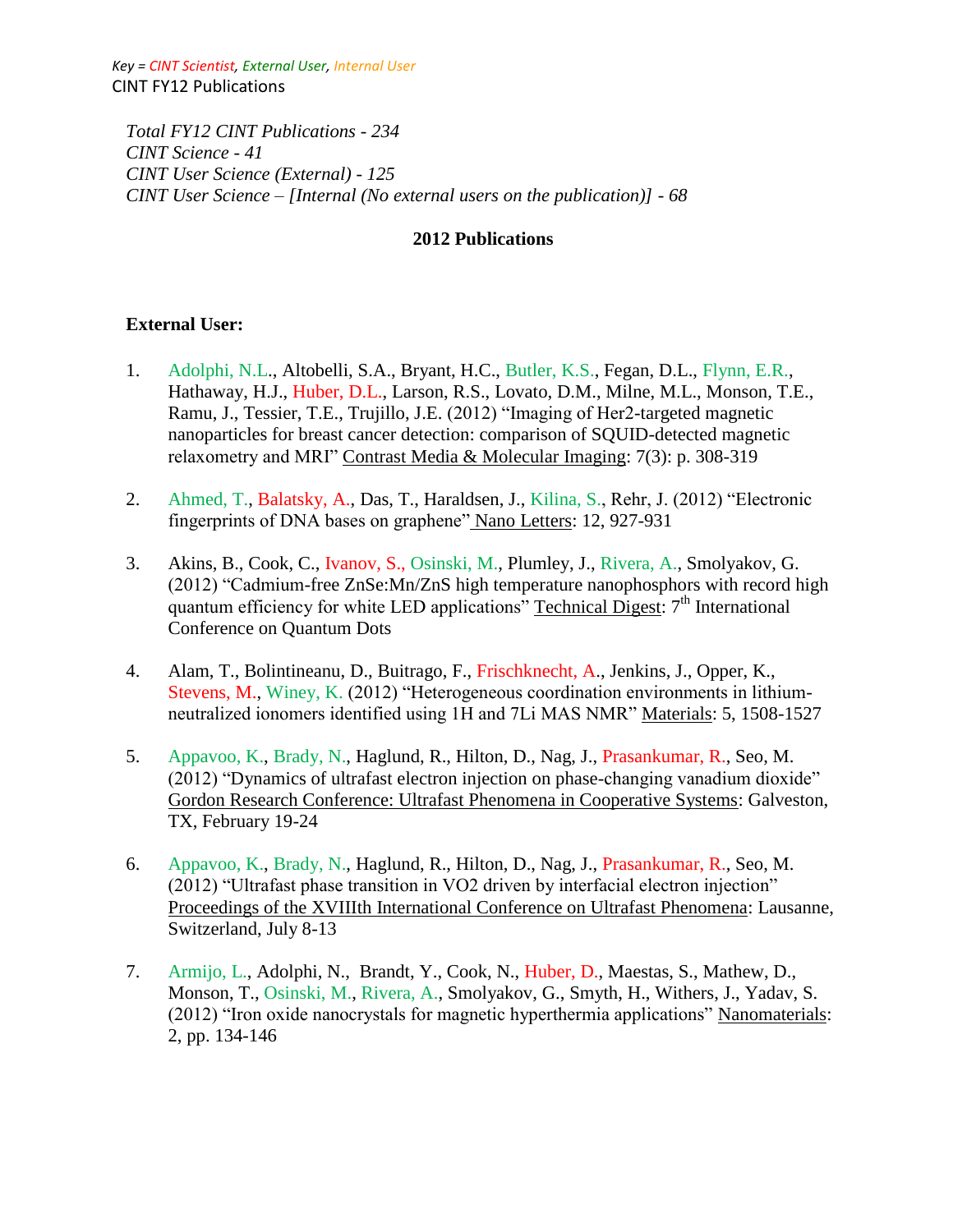*Key = CINT Scientist, External User, Internal User*

CINT FY12 Publications

*Total FY12 CINT Publications - 234*
*CINT Science - 41*
*CINT User Science (External) - 125*
*CINT User Science – [Internal (No external users on the publication)] - 68*

## 2012 Publications

**External User:**

1. Adolphi, N.L., Altobelli, S.A., Bryant, H.C., Butler, K.S., Fegan, D.L., Flynn, E.R., Hathaway, H.J., Huber, D.L., Larson, R.S., Lovato, D.M., Milne, M.L., Monson, T.E., Ramu, J., Tessier, T.E., Trujillo, J.E. (2012) "Imaging of Her2-targeted magnetic nanoparticles for breast cancer detection: comparison of SQUID-detected magnetic relaxometry and MRI" Contrast Media & Molecular Imaging: 7(3): p. 308-319

2. Ahmed, T., Balatsky, A., Das, T., Haraldsen, J., Kilina, S., Rehr, J. (2012) "Electronic fingerprints of DNA bases on graphene" Nano Letters: 12, 927-931

3. Akins, B., Cook, C., Ivanov, S., Osinski, M., Plumley, J., Rivera, A., Smolyakov, G. (2012) "Cadmium-free ZnSe:Mn/ZnS high temperature nanophosphors with record high quantum efficiency for white LED applications" Technical Digest: 7th International Conference on Quantum Dots

4. Alam, T., Bolintineanu, D., Buitrago, F., Frischknecht, A., Jenkins, J., Opper, K., Stevens, M., Winey, K. (2012) "Heterogeneous coordination environments in lithium-neutralized ionomers identified using 1H and 7Li MAS NMR" Materials: 5, 1508-1527

5. Appavoo, K., Brady, N., Haglund, R., Hilton, D., Nag, J., Prasankumar, R., Seo, M. (2012) "Dynamics of ultrafast electron injection on phase-changing vanadium dioxide" Gordon Research Conference: Ultrafast Phenomena in Cooperative Systems: Galveston, TX, February 19-24

6. Appavoo, K., Brady, N., Haglund, R., Hilton, D., Nag, J., Prasankumar, R., Seo, M. (2012) "Ultrafast phase transition in VO2 driven by interfacial electron injection" Proceedings of the XVIIIth International Conference on Ultrafast Phenomena: Lausanne, Switzerland, July 8-13

7. Armijo, L., Adolphi, N., Brandt, Y., Cook, N., Huber, D., Maestas, S., Mathew, D., Monson, T., Osinski, M., Rivera, A., Smolyakov, G., Smyth, H., Withers, J., Yadav, S. (2012) "Iron oxide nanocrystals for magnetic hyperthermia applications" Nanomaterials: 2, pp. 134-146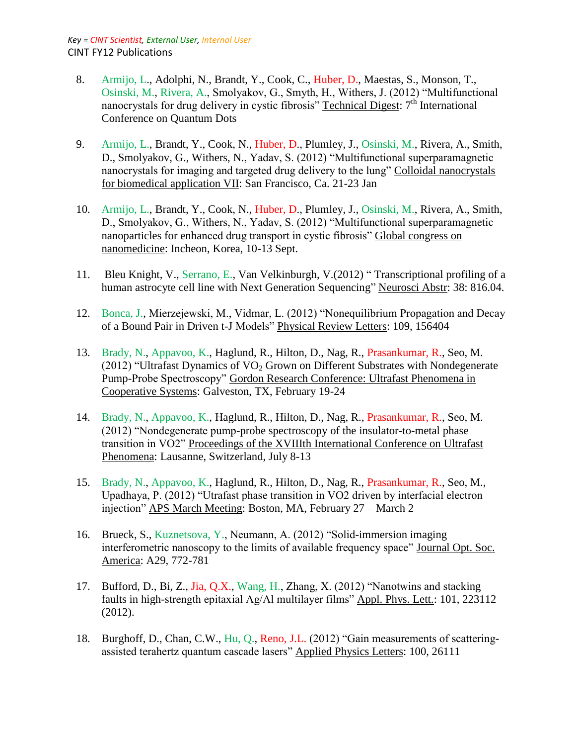*Key = CINT Scientist, External User, Internal User*

CINT FY12 Publications

8. Armijo, L., Adolphi, N., Brandt, Y., Cook, C., Huber, D., Maestas, S., Monson, T., Osinski, M., Rivera, A., Smolyakov, G., Smyth, H., Withers, J. (2012) "Multifunctional nanocrystals for drug delivery in cystic fibrosis" Technical Digest: 7th International Conference on Quantum Dots

9. Armijo, L., Brandt, Y., Cook, N., Huber, D., Plumley, J., Osinski, M., Rivera, A., Smith, D., Smolyakov, G., Withers, N., Yadav, S. (2012) "Multifunctional superparamagnetic nanocrystals for imaging and targeted drug delivery to the lung" Colloidal nanocrystals for biomedical application VII: San Francisco, Ca. 21-23 Jan

10. Armijo, L., Brandt, Y., Cook, N., Huber, D., Plumley, J., Osinski, M., Rivera, A., Smith, D., Smolyakov, G., Withers, N., Yadav, S. (2012) "Multifunctional superparamagnetic nanoparticles for enhanced drug transport in cystic fibrosis" Global congress on nanomedicine: Incheon, Korea, 10-13 Sept.

11. Bleu Knight, V., Serrano, E., Van Velkinburgh, V.(2012) " Transcriptional profiling of a human astrocyte cell line with Next Generation Sequencing" Neurosci Abstr: 38: 816.04.

12. Bonca, J., Mierzejewski, M., Vidmar, L. (2012) "Nonequilibrium Propagation and Decay of a Bound Pair in Driven t-J Models" Physical Review Letters: 109, 156404

13. Brady, N., Appavoo, K., Haglund, R., Hilton, D., Nag, R., Prasankumar, R., Seo, M. (2012) "Ultrafast Dynamics of $VO_2$ Grown on Different Substrates with Nondegenerate Pump-Probe Spectroscopy" Gordon Research Conference: Ultrafast Phenomena in Cooperative Systems: Galveston, TX, February 19-24

14. Brady, N., Appavoo, K., Haglund, R., Hilton, D., Nag, R., Prasankumar, R., Seo, M. (2012) "Nondegenerate pump-probe spectroscopy of the insulator-to-metal phase transition in VO2" Proceedings of the XVIIIth International Conference on Ultrafast Phenomena: Lausanne, Switzerland, July 8-13

15. Brady, N., Appavoo, K., Haglund, R., Hilton, D., Nag, R., Prasankumar, R., Seo, M., Upadhaya, P. (2012) "Utrafast phase transition in VO2 driven by interfacial electron injection" APS March Meeting: Boston, MA, February 27 – March 2

16. Brueck, S., Kuznetsova, Y., Neumann, A. (2012) "Solid-immersion imaging interferometric nanoscopy to the limits of available frequency space" Journal Opt. Soc. America: A29, 772-781

17. Bufford, D., Bi, Z., Jia, Q.X., Wang, H., Zhang, X. (2012) "Nanotwins and stacking faults in high-strength epitaxial Ag/Al multilayer films" Appl. Phys. Lett.: 101, 223112 (2012).

18. Burghoff, D., Chan, C.W., Hu, Q., Reno, J.L. (2012) "Gain measurements of scattering-assisted terahertz quantum cascade lasers" Applied Physics Letters: 100, 26111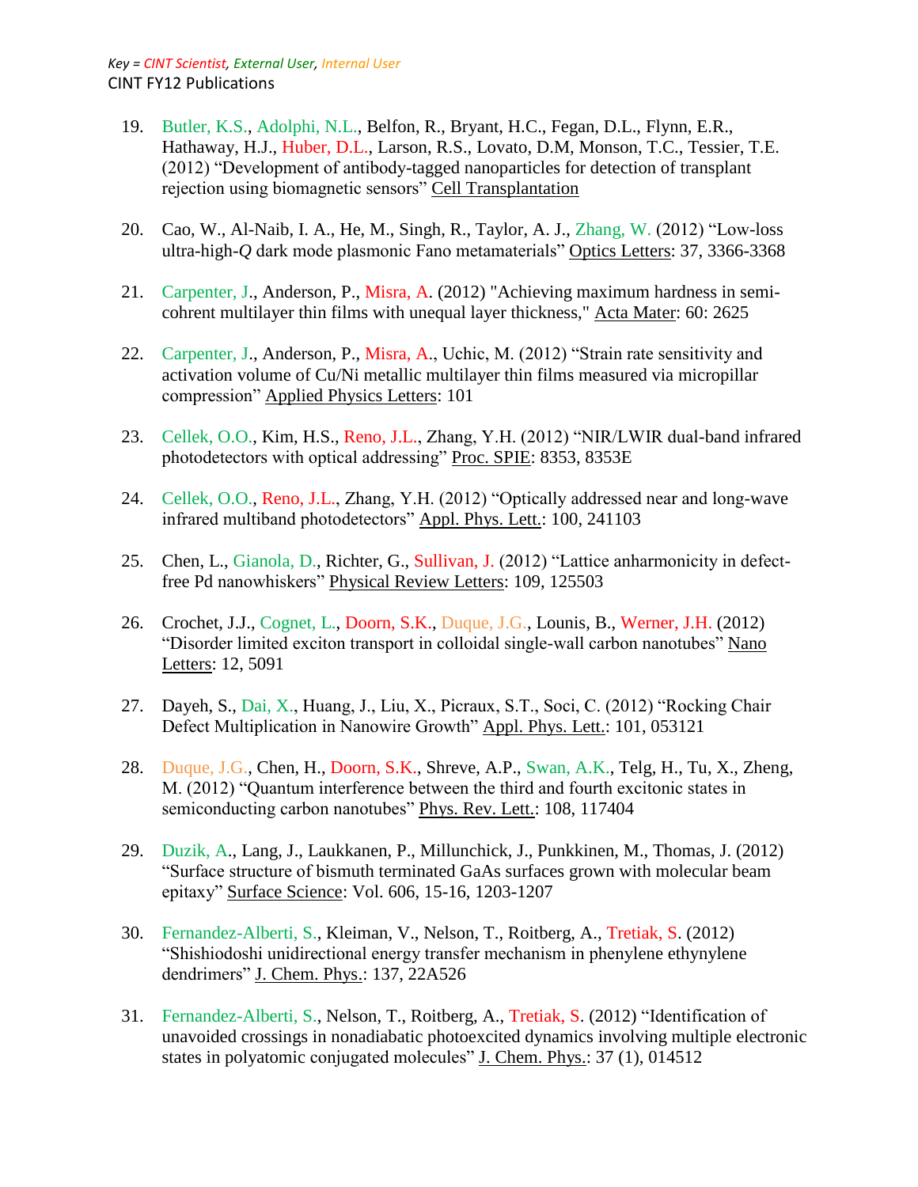Key = CINT Scientist, External User, Internal User

CINT FY12 Publications

19. Butler, K.S., Adolphi, N.L., Belfon, R., Bryant, H.C., Fegan, D.L., Flynn, E.R., Hathaway, H.J., Huber, D.L., Larson, R.S., Lovato, D.M, Monson, T.C., Tessier, T.E. (2012) "Development of antibody-tagged nanoparticles for detection of transplant rejection using biomagnetic sensors" Cell Transplantation

20. Cao, W., Al-Naib, I. A., He, M., Singh, R., Taylor, A. J., Zhang, W. (2012) "Low-loss ultra-high-*Q* dark mode plasmonic Fano metamaterials" Optics Letters: 37, 3366-3368

21. Carpenter, J., Anderson, P., Misra, A. (2012) "Achieving maximum hardness in semi-cohrent multilayer thin films with unequal layer thickness," Acta Mater: 60: 2625

22. Carpenter, J., Anderson, P., Misra, A., Uchic, M. (2012) "Strain rate sensitivity and activation volume of Cu/Ni metallic multilayer thin films measured via micropillar compression" Applied Physics Letters: 101

23. Cellek, O.O., Kim, H.S., Reno, J.L., Zhang, Y.H. (2012) "NIR/LWIR dual-band infrared photodetectors with optical addressing" Proc. SPIE: 8353, 8353E

24. Cellek, O.O., Reno, J.L., Zhang, Y.H. (2012) "Optically addressed near and long-wave infrared multiband photodetectors" Appl. Phys. Lett.: 100, 241103

25. Chen, L., Gianola, D., Richter, G., Sullivan, J. (2012) "Lattice anharmonicity in defect-free Pd nanowhiskers" Physical Review Letters: 109, 125503

26. Crochet, J.J., Cognet, L., Doorn, S.K., Duque, J.G., Lounis, B., Werner, J.H. (2012) "Disorder limited exciton transport in colloidal single-wall carbon nanotubes" Nano Letters: 12, 5091

27. Dayeh, S., Dai, X., Huang, J., Liu, X., Picraux, S.T., Soci, C. (2012) "Rocking Chair Defect Multiplication in Nanowire Growth" Appl. Phys. Lett.: 101, 053121

28. Duque, J.G., Chen, H., Doorn, S.K., Shreve, A.P., Swan, A.K., Telg, H., Tu, X., Zheng, M. (2012) "Quantum interference between the third and fourth excitonic states in semiconducting carbon nanotubes" Phys. Rev. Lett.: 108, 117404

29. Duzik, A., Lang, J., Laukkanen, P., Millunchick, J., Punkkinen, M., Thomas, J. (2012) "Surface structure of bismuth terminated GaAs surfaces grown with molecular beam epitaxy" Surface Science: Vol. 606, 15-16, 1203-1207

30. Fernandez-Alberti, S., Kleiman, V., Nelson, T., Roitberg, A., Tretiak, S. (2012) "Shishiodoshi unidirectional energy transfer mechanism in phenylene ethynylene dendrimers" J. Chem. Phys.: 137, 22A526

31. Fernandez-Alberti, S., Nelson, T., Roitberg, A., Tretiak, S. (2012) "Identification of unavoided crossings in nonadiabatic photoexcited dynamics involving multiple electronic states in polyatomic conjugated molecules" J. Chem. Phys.: 37 (1), 014512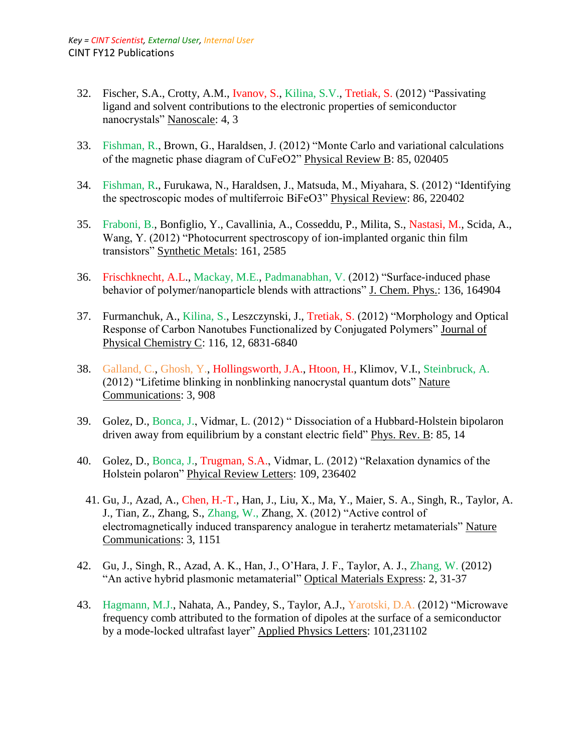*Key = CINT Scientist, External User, Internal User*

CINT FY12 Publications

32. Fischer, S.A., Crotty, A.M., Ivanov, S., Kilina, S.V., Tretiak, S. (2012) "Passivating ligand and solvent contributions to the electronic properties of semiconductor nanocrystals" Nanoscale: 4, 3

33. Fishman, R., Brown, G., Haraldsen, J. (2012) "Monte Carlo and variational calculations of the magnetic phase diagram of $CuFeO_2$" Physical Review B: 85, 020405

34. Fishman, R., Furukawa, N., Haraldsen, J., Matsuda, M., Miyahara, S. (2012) "Identifying the spectroscopic modes of multiferroic $BiFeO_3$" Physical Review: 86, 220402

35. Fraboni, B., Bonfiglio, Y., Cavallinia, A., Cosseddu, P., Milita, S., Nastasi, M., Scida, A., Wang, Y. (2012) "Photocurrent spectroscopy of ion-implanted organic thin film transistors" Synthetic Metals: 161, 2585

36. Frischknecht, A.L., Mackay, M.E., Padmanabhan, V. (2012) "Surface-induced phase behavior of polymer/nanoparticle blends with attractions" J. Chem. Phys.: 136, 164904

37. Furmanchuk, A., Kilina, S., Leszczynski, J., Tretiak, S. (2012) "Morphology and Optical Response of Carbon Nanotubes Functionalized by Conjugated Polymers" Journal of Physical Chemistry C: 116, 12, 6831-6840

38. Galland, C., Ghosh, Y., Hollingsworth, J.A., Htoon, H., Klimov, V.I., Steinbruck, A. (2012) "Lifetime blinking in nonblinking nanocrystal quantum dots" Nature Communications: 3, 908

39. Golez, D., Bonca, J., Vidmar, L. (2012) " Dissociation of a Hubbard-Holstein bipolaron driven away from equilibrium by a constant electric field" Phys. Rev. B: 85, 14

40. Golez, D., Bonca, J., Trugman, S.A., Vidmar, L. (2012) "Relaxation dynamics of the Holstein polaron" Phyical Review Letters: 109, 236402

41. Gu, J., Azad, A., Chen, H.-T., Han, J., Liu, X., Ma, Y., Maier, S. A., Singh, R., Taylor, A. J., Tian, Z., Zhang, S., Zhang, W., Zhang, X. (2012) "Active control of electromagnetically induced transparency analogue in terahertz metamaterials" Nature Communications: 3, 1151

42. Gu, J., Singh, R., Azad, A. K., Han, J., O'Hara, J. F., Taylor, A. J., Zhang, W. (2012) "An active hybrid plasmonic metamaterial" Optical Materials Express: 2, 31-37

43. Hagmann, M.J., Nahata, A., Pandey, S., Taylor, A.J., Yarotski, D.A. (2012) "Microwave frequency comb attributed to the formation of dipoles at the surface of a semiconductor by a mode-locked ultrafast layer" Applied Physics Letters: 101,231102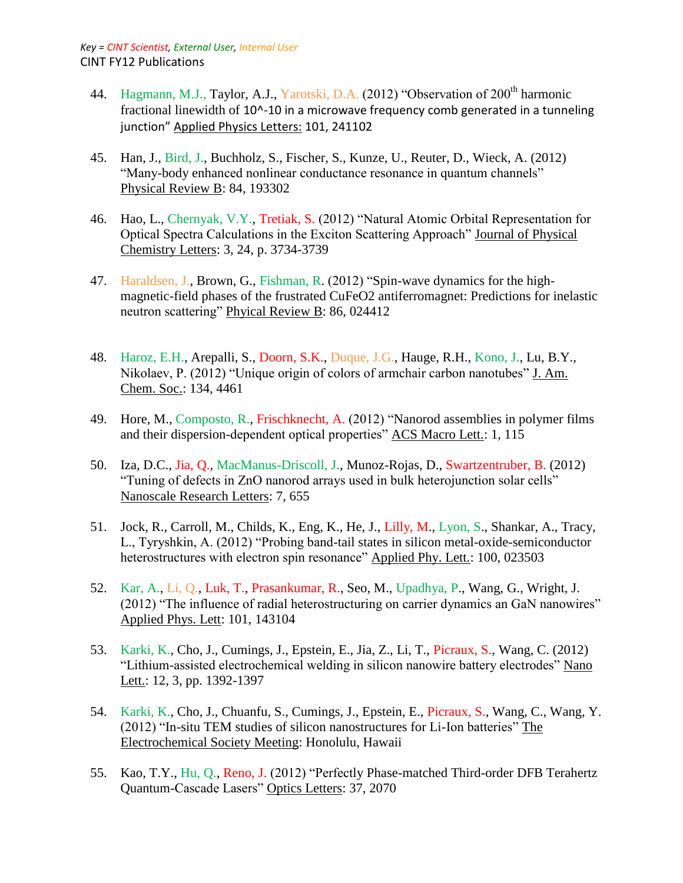*Key = CINT Scientist, External User, Internal User*

CINT FY12 Publications

44. Hagmann, M.J., Taylor, A.J., Yarotski, D.A. (2012) "Observation of 200[th] harmonic fractional linewidth of 10^-10 in a microwave frequency comb generated in a tunneling junction" Applied Physics Letters: 101, 241102

45. Han, J., Bird, J., Buchholz, S., Fischer, S., Kunze, U., Reuter, D., Wieck, A. (2012) "Many-body enhanced nonlinear conductance resonance in quantum channels" Physical Review B: 84, 193302

46. Hao, L., Chernyak, V.Y., Tretiak, S. (2012) "Natural Atomic Orbital Representation for Optical Spectra Calculations in the Exciton Scattering Approach" Journal of Physical Chemistry Letters: 3, 24, p. 3734-3739

47. Haraldsen, J., Brown, G., Fishman, R. (2012) "Spin-wave dynamics for the high-magnetic-field phases of the frustrated CuFeO2 antiferromagnet: Predictions for inelastic neutron scattering" Phyical Review B: 86, 024412

48. Haroz, E.H., Arepalli, S., Doorn, S.K., Duque, J.G., Hauge, R.H., Kono, J., Lu, B.Y., Nikolaev, P. (2012) "Unique origin of colors of armchair carbon nanotubes" J. Am. Chem. Soc.: 134, 4461

49. Hore, M., Composto, R., Frischknecht, A. (2012) "Nanorod assemblies in polymer films and their dispersion-dependent optical properties" ACS Macro Lett.: 1, 115

50. Iza, D.C., Jia, Q., MacManus-Driscoll, J., Munoz-Rojas, D., Swartzentruber, B. (2012) "Tuning of defects in ZnO nanorod arrays used in bulk heterojunction solar cells" Nanoscale Research Letters: 7, 655

51. Jock, R., Carroll, M., Childs, K., Eng, K., He, J., Lilly, M., Lyon, S., Shankar, A., Tracy, L., Tyryshkin, A. (2012) "Probing band-tail states in silicon metal-oxide-semiconductor heterostructures with electron spin resonance" Applied Phy. Lett.: 100, 023503

52. Kar, A., Li, Q., Luk, T., Prasankumar, R., Seo, M., Upadhya, P., Wang, G., Wright, J. (2012) "The influence of radial heterostructuring on carrier dynamics an GaN nanowires" Applied Phys. Lett: 101, 143104

53. Karki, K., Cho, J., Cumings, J., Epstein, E., Jia, Z., Li, T., Picraux, S., Wang, C. (2012) "Lithium-assisted electrochemical welding in silicon nanowire battery electrodes" Nano Lett.: 12, 3, pp. 1392-1397

54. Karki, K., Cho, J., Chuanfu, S., Cumings, J., Epstein, E., Picraux, S., Wang, C., Wang, Y. (2012) "In-situ TEM studies of silicon nanostructures for Li-Ion batteries" The Electrochemical Society Meeting: Honolulu, Hawaii

55. Kao, T.Y., Hu, Q., Reno, J. (2012) "Perfectly Phase-matched Third-order DFB Terahertz Quantum-Cascade Lasers" Optics Letters: 37, 2070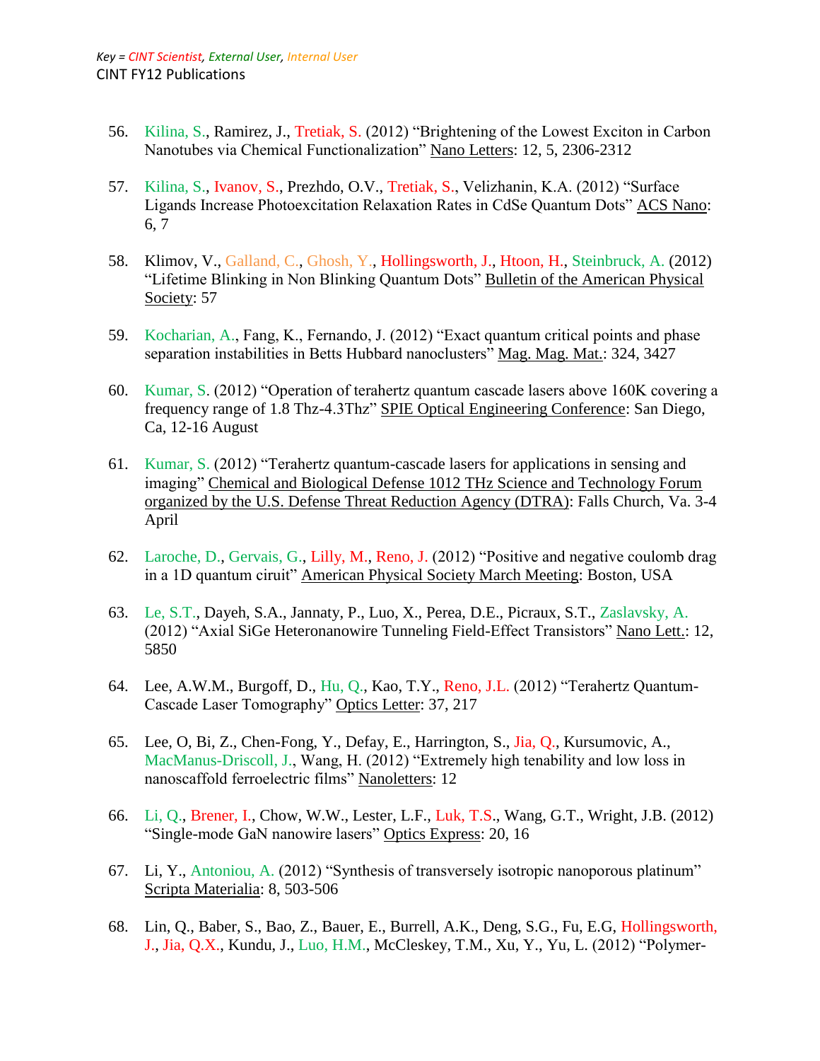Key = CINT Scientist, External User, Internal User

CINT FY12 Publications

56. Kilina, S., Ramirez, J., Tretiak, S. (2012) "Brightening of the Lowest Exciton in Carbon Nanotubes via Chemical Functionalization" Nano Letters: 12, 5, 2306-2312

57. Kilina, S., Ivanov, S., Prezhdo, O.V., Tretiak, S., Velizhanin, K.A. (2012) "Surface Ligands Increase Photoexcitation Relaxation Rates in CdSe Quantum Dots" ACS Nano: 6, 7

58. Klimov, V., Galland, C., Ghosh, Y., Hollingsworth, J., Htoon, H., Steinbruck, A. (2012) "Lifetime Blinking in Non Blinking Quantum Dots" Bulletin of the American Physical Society: 57

59. Kocharian, A., Fang, K., Fernando, J. (2012) "Exact quantum critical points and phase separation instabilities in Betts Hubbard nanoclusters" Mag. Mag. Mat.: 324, 3427

60. Kumar, S. (2012) "Operation of terahertz quantum cascade lasers above 160K covering a frequency range of 1.8 Thz-4.3Thz" SPIE Optical Engineering Conference: San Diego, Ca, 12-16 August

61. Kumar, S. (2012) "Terahertz quantum-cascade lasers for applications in sensing and imaging" Chemical and Biological Defense 1012 THz Science and Technology Forum organized by the U.S. Defense Threat Reduction Agency (DTRA): Falls Church, Va. 3-4 April

62. Laroche, D., Gervais, G., Lilly, M., Reno, J. (2012) "Positive and negative coulomb drag in a 1D quantum ciruit" American Physical Society March Meeting: Boston, USA

63. Le, S.T., Dayeh, S.A., Jannaty, P., Luo, X., Perea, D.E., Picraux, S.T., Zaslavsky, A. (2012) "Axial SiGe Heteronanowire Tunneling Field-Effect Transistors" Nano Lett.: 12, 5850

64. Lee, A.W.M., Burgoff, D., Hu, Q., Kao, T.Y., Reno, J.L. (2012) "Terahertz Quantum-Cascade Laser Tomography" Optics Letter: 37, 217

65. Lee, O, Bi, Z., Chen-Fong, Y., Defay, E., Harrington, S., Jia, Q., Kursumovic, A., MacManus-Driscoll, J., Wang, H. (2012) "Extremely high tenability and low loss in nanoscaffold ferroelectric films" Nanoletters: 12

66. Li, Q., Brener, I., Chow, W.W., Lester, L.F., Luk, T.S., Wang, G.T., Wright, J.B. (2012) "Single-mode GaN nanowire lasers" Optics Express: 20, 16

67. Li, Y., Antoniou, A. (2012) "Synthesis of transversely isotropic nanoporous platinum" Scripta Materialia: 8, 503-506

68. Lin, Q., Baber, S., Bao, Z., Bauer, E., Burrell, A.K., Deng, S.G., Fu, E.G, Hollingsworth, J., Jia, Q.X., Kundu, J., Luo, H.M., McCleskey, T.M., Xu, Y., Yu, L. (2012) "Polymer-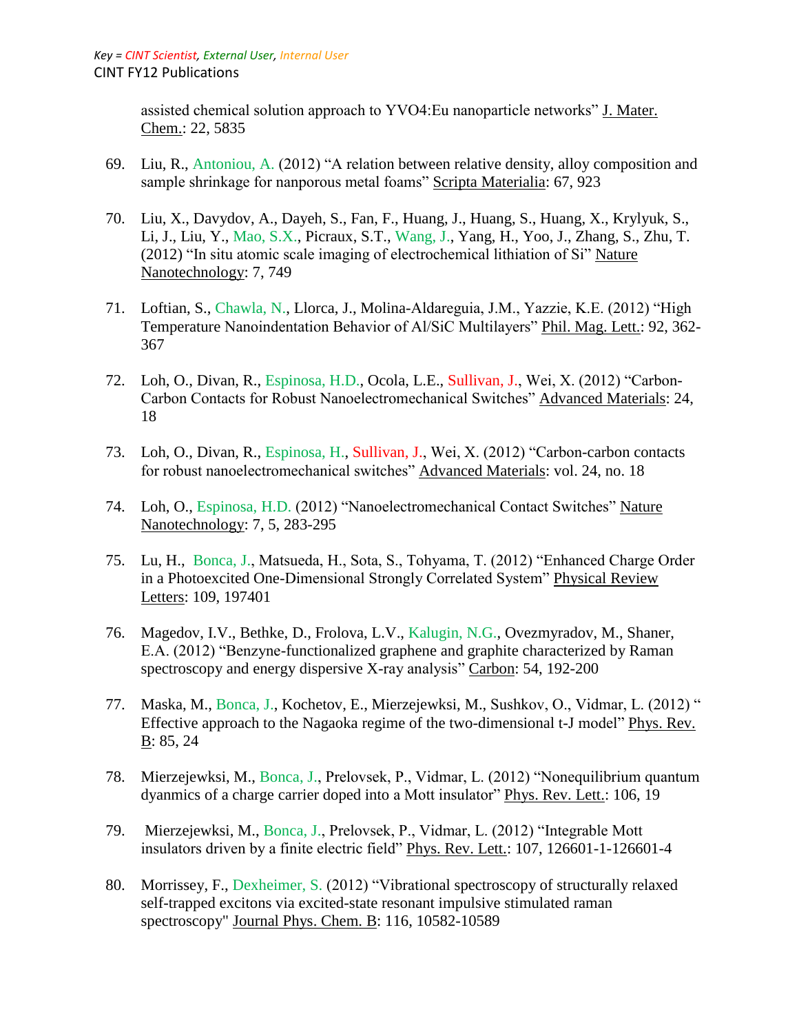assisted chemical solution approach to YVO4:Eu nanoparticle networks" J. Mater. Chem.: 22, 5835

69. Liu, R., Antoniou, A. (2012) "A relation between relative density, alloy composition and sample shrinkage for nanporous metal foams" Scripta Materialia: 67, 923

70. Liu, X., Davydov, A., Dayeh, S., Fan, F., Huang, J., Huang, S., Huang, X., Krylyuk, S., Li, J., Liu, Y., Mao, S.X., Picraux, S.T., Wang, J., Yang, H., Yoo, J., Zhang, S., Zhu, T. (2012) "In situ atomic scale imaging of electrochemical lithiation of Si" Nature Nanotechnology: 7, 749

71. Loftian, S., Chawla, N., Llorca, J., Molina-Aldareguia, J.M., Yazzie, K.E. (2012) "High Temperature Nanoindentation Behavior of Al/SiC Multilayers" Phil. Mag. Lett.: 92, 362-367

72. Loh, O., Divan, R., Espinosa, H.D., Ocola, L.E., Sullivan, J., Wei, X. (2012) "Carbon-Carbon Contacts for Robust Nanoelectromechanical Switches" Advanced Materials: 24, 18

73. Loh, O., Divan, R., Espinosa, H., Sullivan, J., Wei, X. (2012) "Carbon-carbon contacts for robust nanoelectromechanical switches" Advanced Materials: vol. 24, no. 18

74. Loh, O., Espinosa, H.D. (2012) "Nanoelectromechanical Contact Switches" Nature Nanotechnology: 7, 5, 283-295

75. Lu, H., Bonca, J., Matsueda, H., Sota, S., Tohyama, T. (2012) "Enhanced Charge Order in a Photoexcited One-Dimensional Strongly Correlated System" Physical Review Letters: 109, 197401

76. Magedov, I.V., Bethke, D., Frolova, L.V., Kalugin, N.G., Ovezmyradov, M., Shaner, E.A. (2012) "Benzyne-functionalized graphene and graphite characterized by Raman spectroscopy and energy dispersive X-ray analysis" Carbon: 54, 192-200

77. Maska, M., Bonca, J., Kochetov, E., Mierzejewksi, M., Sushkov, O., Vidmar, L. (2012) " Effective approach to the Nagaoka regime of the two-dimensional t-J model" Phys. Rev. B: 85, 24

78. Mierzejewksi, M., Bonca, J., Prelovsek, P., Vidmar, L. (2012) "Nonequilibrium quantum dyanmics of a charge carrier doped into a Mott insulator" Phys. Rev. Lett.: 106, 19

79. Mierzejewksi, M., Bonca, J., Prelovsek, P., Vidmar, L. (2012) "Integrable Mott insulators driven by a finite electric field" Phys. Rev. Lett.: 107, 126601-1-126601-4

80. Morrissey, F., Dexheimer, S. (2012) "Vibrational spectroscopy of structurally relaxed self-trapped excitons via excited-state resonant impulsive stimulated raman spectroscopy" Journal Phys. Chem. B: 116, 10582-10589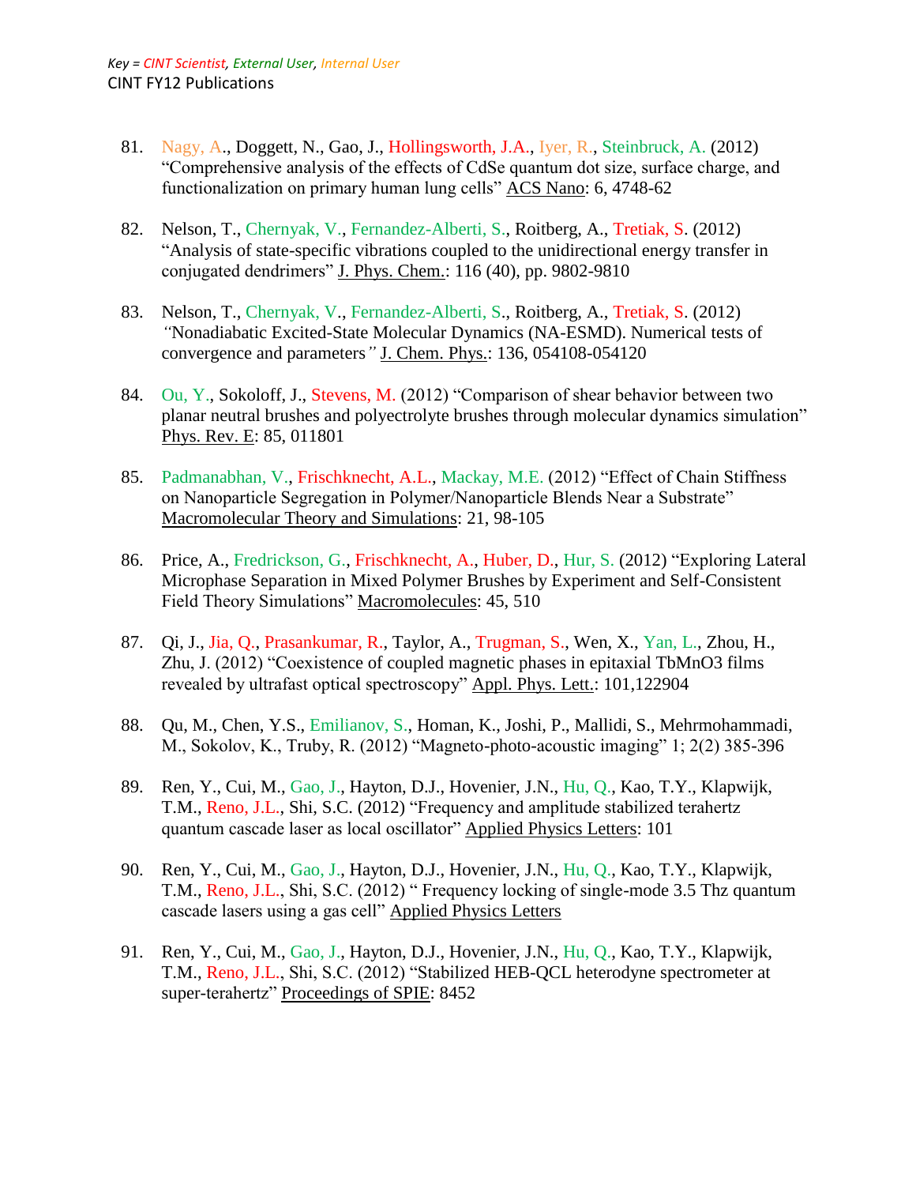Key = CINT Scientist, External User, Internal User

CINT FY12 Publications

81. Nagy, A., Doggett, N., Gao, J., Hollingsworth, J.A., Iyer, R., Steinbruck, A. (2012) "Comprehensive analysis of the effects of CdSe quantum dot size, surface charge, and functionalization on primary human lung cells" ACS Nano: 6, 4748-62

82. Nelson, T., Chernyak, V., Fernandez-Alberti, S., Roitberg, A., Tretiak, S. (2012) "Analysis of state-specific vibrations coupled to the unidirectional energy transfer in conjugated dendrimers" J. Phys. Chem.: 116 (40), pp. 9802-9810

83. Nelson, T., Chernyak, V., Fernandez-Alberti, S., Roitberg, A., Tretiak, S. (2012) *"*Nonadiabatic Excited-State Molecular Dynamics (NA-ESMD). Numerical tests of convergence and parameters*"* J. Chem. Phys.: 136, 054108-054120

84. Ou, Y., Sokoloff, J., Stevens, M. (2012) "Comparison of shear behavior between two planar neutral brushes and polyectrolyte brushes through molecular dynamics simulation" Phys. Rev. E: 85, 011801

85. Padmanabhan, V., Frischknecht, A.L., Mackay, M.E. (2012) "Effect of Chain Stiffness on Nanoparticle Segregation in Polymer/Nanoparticle Blends Near a Substrate" Macromolecular Theory and Simulations: 21, 98-105

86. Price, A., Fredrickson, G., Frischknecht, A., Huber, D., Hur, S. (2012) "Exploring Lateral Microphase Separation in Mixed Polymer Brushes by Experiment and Self-Consistent Field Theory Simulations" Macromolecules: 45, 510

87. Qi, J., Jia, Q., Prasankumar, R., Taylor, A., Trugman, S., Wen, X., Yan, L., Zhou, H., Zhu, J. (2012) "Coexistence of coupled magnetic phases in epitaxial $TbMnO_3$ films revealed by ultrafast optical spectroscopy" Appl. Phys. Lett.: 101,122904

88. Qu, M., Chen, Y.S., Emilianov, S., Homan, K., Joshi, P., Mallidi, S., Mehrmohammadi, M., Sokolov, K., Truby, R. (2012) "Magneto-photo-acoustic imaging" 1; 2(2) 385-396

89. Ren, Y., Cui, M., Gao, J., Hayton, D.J., Hovenier, J.N., Hu, Q., Kao, T.Y., Klapwijk, T.M., Reno, J.L., Shi, S.C. (2012) "Frequency and amplitude stabilized terahertz quantum cascade laser as local oscillator" Applied Physics Letters: 101

90. Ren, Y., Cui, M., Gao, J., Hayton, D.J., Hovenier, J.N., Hu, Q., Kao, T.Y., Klapwijk, T.M., Reno, J.L., Shi, S.C. (2012) " Frequency locking of single-mode 3.5 Thz quantum cascade lasers using a gas cell" Applied Physics Letters

91. Ren, Y., Cui, M., Gao, J., Hayton, D.J., Hovenier, J.N., Hu, Q., Kao, T.Y., Klapwijk, T.M., Reno, J.L., Shi, S.C. (2012) "Stabilized HEB-QCL heterodyne spectrometer at super-terahertz" Proceedings of SPIE: 8452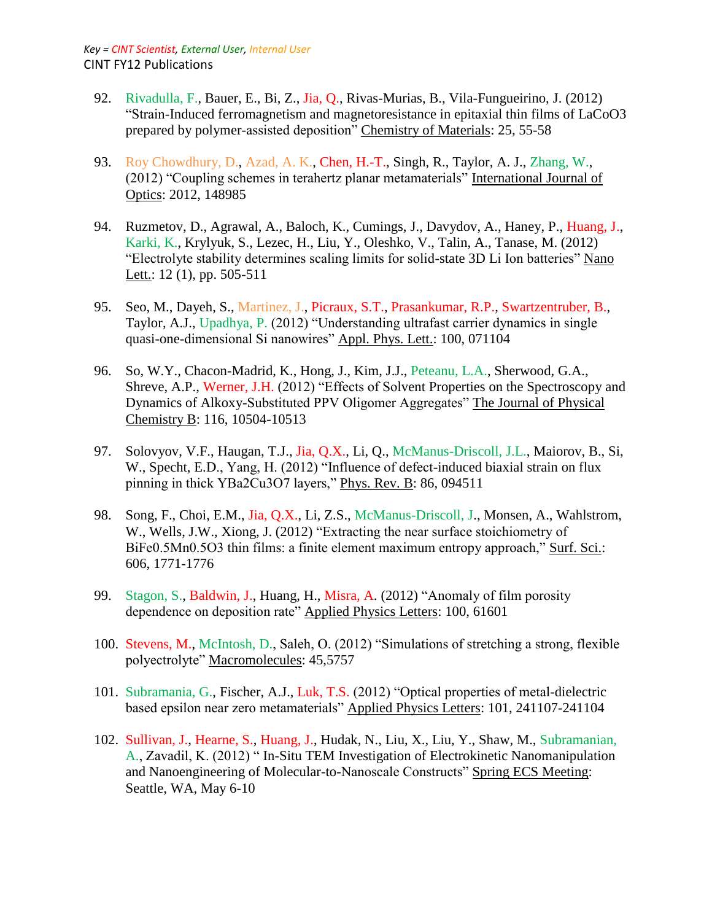*Key = CINT Scientist, External User, Internal User*

CINT FY12 Publications

92. Rivadulla, F., Bauer, E., Bi, Z., Jia, Q., Rivas-Murias, B., Vila-Fungueirino, J. (2012) "Strain-Induced ferromagnetism and magnetoresistance in epitaxial thin films of LaCoO3 prepared by polymer-assisted deposition" Chemistry of Materials: 25, 55-58

93. Roy Chowdhury, D., Azad, A. K., Chen, H.-T., Singh, R., Taylor, A. J., Zhang, W., (2012) "Coupling schemes in terahertz planar metamaterials" International Journal of Optics: 2012, 148985

94. Ruzmetov, D., Agrawal, A., Baloch, K., Cumings, J., Davydov, A., Haney, P., Huang, J., Karki, K., Krylyuk, S., Lezec, H., Liu, Y., Oleshko, V., Talin, A., Tanase, M. (2012) "Electrolyte stability determines scaling limits for solid-state 3D Li Ion batteries" Nano Lett.: 12 (1), pp. 505-511

95. Seo, M., Dayeh, S., Martinez, J., Picraux, S.T., Prasankumar, R.P., Swartzentruber, B., Taylor, A.J., Upadhya, P. (2012) "Understanding ultrafast carrier dynamics in single quasi-one-dimensional Si nanowires" Appl. Phys. Lett.: 100, 071104

96. So, W.Y., Chacon-Madrid, K., Hong, J., Kim, J.J., Peteanu, L.A., Sherwood, G.A., Shreve, A.P., Werner, J.H. (2012) "Effects of Solvent Properties on the Spectroscopy and Dynamics of Alkoxy-Substituted PPV Oligomer Aggregates" The Journal of Physical Chemistry B: 116, 10504-10513

97. Solovyov, V.F., Haugan, T.J., Jia, Q.X., Li, Q., McManus-Driscoll, J.L., Maiorov, B., Si, W., Specht, E.D., Yang, H. (2012) "Influence of defect-induced biaxial strain on flux pinning in thick YBa2Cu3O7 layers," Phys. Rev. B: 86, 094511

98. Song, F., Choi, E.M., Jia, Q.X., Li, Z.S., McManus-Driscoll, J., Monsen, A., Wahlstrom, W., Wells, J.W., Xiong, J. (2012) "Extracting the near surface stoichiometry of BiFe0.5Mn0.5O3 thin films: a finite element maximum entropy approach," Surf. Sci.: 606, 1771-1776

99. Stagon, S., Baldwin, J., Huang, H., Misra, A. (2012) "Anomaly of film porosity dependence on deposition rate" Applied Physics Letters: 100, 61601

100. Stevens, M., McIntosh, D., Saleh, O. (2012) "Simulations of stretching a strong, flexible polyectrolyte" Macromolecules: 45,5757

101. Subramania, G., Fischer, A.J., Luk, T.S. (2012) "Optical properties of metal-dielectric based epsilon near zero metamaterials" Applied Physics Letters: 101, 241107-241104

102. Sullivan, J., Hearne, S., Huang, J., Hudak, N., Liu, X., Liu, Y., Shaw, M., Subramanian, A., Zavadil, K. (2012) " In-Situ TEM Investigation of Electrokinetic Nanomanipulation and Nanoengineering of Molecular-to-Nanoscale Constructs" Spring ECS Meeting: Seattle, WA, May 6-10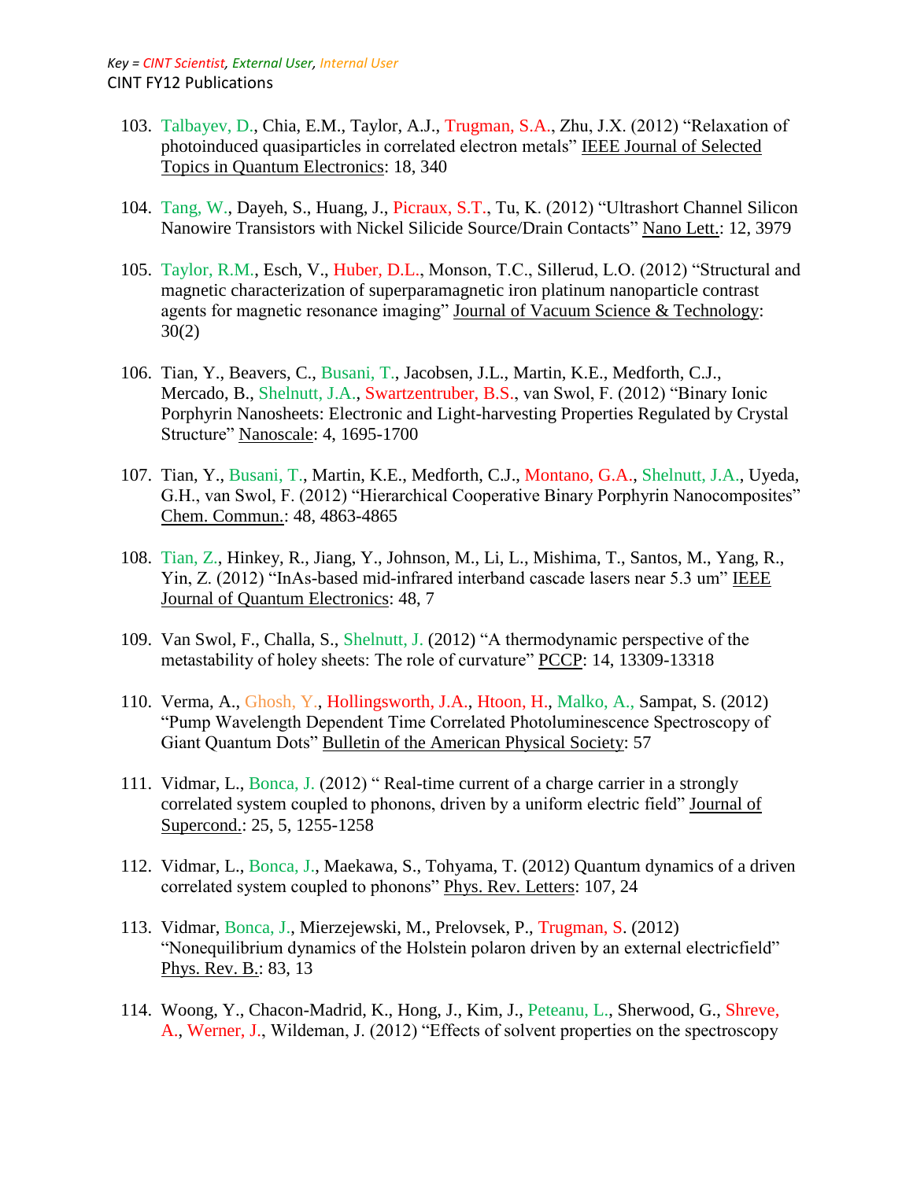Key = CINT Scientist, External User, Internal User

CINT FY12 Publications

103. Talbayev, D., Chia, E.M., Taylor, A.J., Trugman, S.A., Zhu, J.X. (2012) "Relaxation of photoinduced quasiparticles in correlated electron metals" IEEE Journal of Selected Topics in Quantum Electronics: 18, 340

104. Tang, W., Dayeh, S., Huang, J., Picraux, S.T., Tu, K. (2012) "Ultrashort Channel Silicon Nanowire Transistors with Nickel Silicide Source/Drain Contacts" Nano Lett.: 12, 3979

105. Taylor, R.M., Esch, V., Huber, D.L., Monson, T.C., Sillerud, L.O. (2012) "Structural and magnetic characterization of superparamagnetic iron platinum nanoparticle contrast agents for magnetic resonance imaging" Journal of Vacuum Science & Technology: 30(2)

106. Tian, Y., Beavers, C., Busani, T., Jacobsen, J.L., Martin, K.E., Medforth, C.J., Mercado, B., Shelnutt, J.A., Swartzentruber, B.S., van Swol, F. (2012) "Binary Ionic Porphyrin Nanosheets: Electronic and Light-harvesting Properties Regulated by Crystal Structure" Nanoscale: 4, 1695-1700

107. Tian, Y., Busani, T., Martin, K.E., Medforth, C.J., Montano, G.A., Shelnutt, J.A., Uyeda, G.H., van Swol, F. (2012) "Hierarchical Cooperative Binary Porphyrin Nanocomposites" Chem. Commun.: 48, 4863-4865

108. Tian, Z., Hinkey, R., Jiang, Y., Johnson, M., Li, L., Mishima, T., Santos, M., Yang, R., Yin, Z. (2012) "InAs-based mid-infrared interband cascade lasers near 5.3 um" IEEE Journal of Quantum Electronics: 48, 7

109. Van Swol, F., Challa, S., Shelnutt, J. (2012) "A thermodynamic perspective of the metastability of holey sheets: The role of curvature" PCCP: 14, 13309-13318

110. Verma, A., Ghosh, Y., Hollingsworth, J.A., Htoon, H., Malko, A., Sampat, S. (2012) "Pump Wavelength Dependent Time Correlated Photoluminescence Spectroscopy of Giant Quantum Dots" Bulletin of the American Physical Society: 57

111. Vidmar, L., Bonca, J. (2012) " Real-time current of a charge carrier in a strongly correlated system coupled to phonons, driven by a uniform electric field" Journal of Supercond.: 25, 5, 1255-1258

112. Vidmar, L., Bonca, J., Maekawa, S., Tohyama, T. (2012) Quantum dynamics of a driven correlated system coupled to phonons" Phys. Rev. Letters: 107, 24

113. Vidmar, Bonca, J., Mierzejewski, M., Prelovsek, P., Trugman, S. (2012) "Nonequilibrium dynamics of the Holstein polaron driven by an external electricfield" Phys. Rev. B.: 83, 13

114. Woong, Y., Chacon-Madrid, K., Hong, J., Kim, J., Peteanu, L., Sherwood, G., Shreve, A., Werner, J., Wildeman, J. (2012) "Effects of solvent properties on the spectroscopy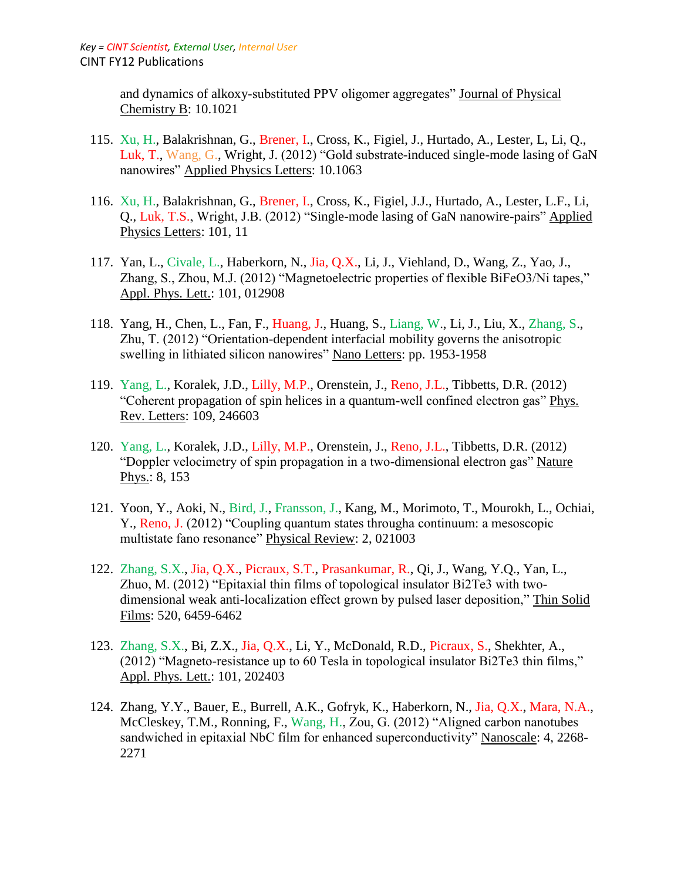and dynamics of alkoxy-substituted PPV oligomer aggregates" Journal of Physical Chemistry B: 10.1021

115. Xu, H., Balakrishnan, G., Brener, I., Cross, K., Figiel, J., Hurtado, A., Lester, L, Li, Q., Luk, T., Wang, G., Wright, J. (2012) "Gold substrate-induced single-mode lasing of GaN nanowires" Applied Physics Letters: 10.1063

116. Xu, H., Balakrishnan, G., Brener, I., Cross, K., Figiel, J.J., Hurtado, A., Lester, L.F., Li, Q., Luk, T.S., Wright, J.B. (2012) "Single-mode lasing of GaN nanowire-pairs" Applied Physics Letters: 101, 11

117. Yan, L., Civale, L., Haberkorn, N., Jia, Q.X., Li, J., Viehland, D., Wang, Z., Yao, J., Zhang, S., Zhou, M.J. (2012) "Magnetoelectric properties of flexible $BiFeO_3$/Ni tapes," Appl. Phys. Lett.: 101, 012908

118. Yang, H., Chen, L., Fan, F., Huang, J., Huang, S., Liang, W., Li, J., Liu, X., Zhang, S., Zhu, T. (2012) "Orientation-dependent interfacial mobility governs the anisotropic swelling in lithiated silicon nanowires" Nano Letters: pp. 1953-1958

119. Yang, L., Koralek, J.D., Lilly, M.P., Orenstein, J., Reno, J.L., Tibbetts, D.R. (2012) "Coherent propagation of spin helices in a quantum-well confined electron gas" Phys. Rev. Letters: 109, 246603

120. Yang, L., Koralek, J.D., Lilly, M.P., Orenstein, J., Reno, J.L., Tibbetts, D.R. (2012) "Doppler velocimetry of spin propagation in a two-dimensional electron gas" Nature Phys.: 8, 153

121. Yoon, Y., Aoki, N., Bird, J., Fransson, J., Kang, M., Morimoto, T., Mourokh, L., Ochiai, Y., Reno, J. (2012) "Coupling quantum states througha continuum: a mesoscopic multistate fano resonance" Physical Review: 2, 021003

122. Zhang, S.X., Jia, Q.X., Picraux, S.T., Prasankumar, R., Qi, J., Wang, Y.Q., Yan, L., Zhuo, M. (2012) "Epitaxial thin films of topological insulator $Bi_2Te_3$ with two-dimensional weak anti-localization effect grown by pulsed laser deposition," Thin Solid Films: 520, 6459-6462

123. Zhang, S.X., Bi, Z.X., Jia, Q.X., Li, Y., McDonald, R.D., Picraux, S., Shekhter, A., (2012) "Magneto-resistance up to 60 Tesla in topological insulator $Bi_2Te_3$ thin films," Appl. Phys. Lett.: 101, 202403

124. Zhang, Y.Y., Bauer, E., Burrell, A.K., Gofryk, K., Haberkorn, N., Jia, Q.X., Mara, N.A., McCleskey, T.M., Ronning, F., Wang, H., Zou, G. (2012) "Aligned carbon nanotubes sandwiched in epitaxial NbC film for enhanced superconductivity" Nanoscale: 4, 2268-2271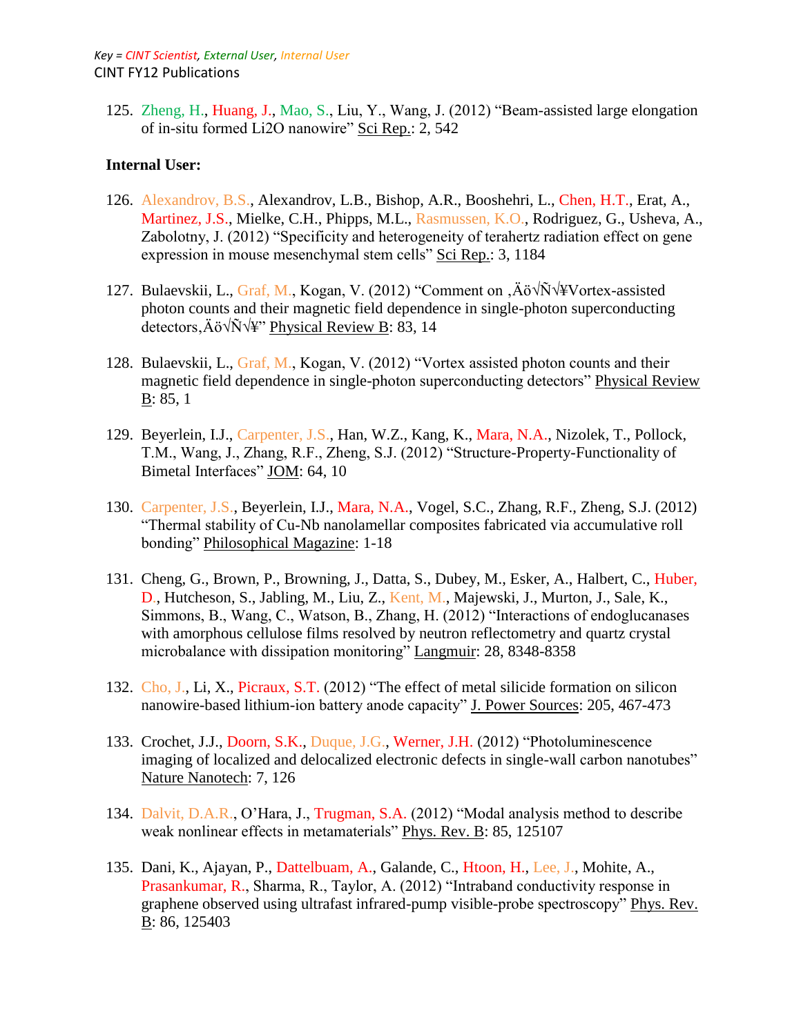Key = CINT Scientist, External User, Internal User

CINT FY12 Publications

125. Zheng, H., Huang, J., Mao, S., Liu, Y., Wang, J. (2012) "Beam-assisted large elongation of in-situ formed Li2O nanowire" Sci Rep.: 2, 542

**Internal User:**

126. Alexandrov, B.S., Alexandrov, L.B., Bishop, A.R., Booshehri, L., Chen, H.T., Erat, A., Martinez, J.S., Mielke, C.H., Phipps, M.L., Rasmussen, K.O., Rodriguez, G., Usheva, A., Zabolotny, J. (2012) "Specificity and heterogeneity of terahertz radiation effect on gene expression in mouse mesenchymal stem cells" Sci Rep.: 3, 1184

127. Bulaevskii, L., Graf, M., Kogan, V. (2012) "Comment on ‚Äö√Ñ√¥Vortex-assisted photon counts and their magnetic field dependence in single-photon superconducting detectors‚Äö√Ñ√¥" Physical Review B: 83, 14

128. Bulaevskii, L., Graf, M., Kogan, V. (2012) "Vortex assisted photon counts and their magnetic field dependence in single-photon superconducting detectors" Physical Review B: 85, 1

129. Beyerlein, I.J., Carpenter, J.S., Han, W.Z., Kang, K., Mara, N.A., Nizolek, T., Pollock, T.M., Wang, J., Zhang, R.F., Zheng, S.J. (2012) "Structure-Property-Functionality of Bimetal Interfaces" JOM: 64, 10

130. Carpenter, J.S., Beyerlein, I.J., Mara, N.A., Vogel, S.C., Zhang, R.F., Zheng, S.J. (2012) "Thermal stability of Cu-Nb nanolamellar composites fabricated via accumulative roll bonding" Philosophical Magazine: 1-18

131. Cheng, G., Brown, P., Browning, J., Datta, S., Dubey, M., Esker, A., Halbert, C., Huber, D., Hutcheson, S., Jabling, M., Liu, Z., Kent, M., Majewski, J., Murton, J., Sale, K., Simmons, B., Wang, C., Watson, B., Zhang, H. (2012) "Interactions of endoglucanases with amorphous cellulose films resolved by neutron reflectometry and quartz crystal microbalance with dissipation monitoring" Langmuir: 28, 8348-8358

132. Cho, J., Li, X., Picraux, S.T. (2012) "The effect of metal silicide formation on silicon nanowire-based lithium-ion battery anode capacity" J. Power Sources: 205, 467-473

133. Crochet, J.J., Doorn, S.K., Duque, J.G., Werner, J.H. (2012) "Photoluminescence imaging of localized and delocalized electronic defects in single-wall carbon nanotubes" Nature Nanotech: 7, 126

134. Dalvit, D.A.R., O'Hara, J., Trugman, S.A. (2012) "Modal analysis method to describe weak nonlinear effects in metamaterials" Phys. Rev. B: 85, 125107

135. Dani, K., Ajayan, P., Dattelbuam, A., Galande, C., Htoon, H., Lee, J., Mohite, A., Prasankumar, R., Sharma, R., Taylor, A. (2012) "Intraband conductivity response in graphene observed using ultrafast infrared-pump visible-probe spectroscopy" Phys. Rev. B: 86, 125403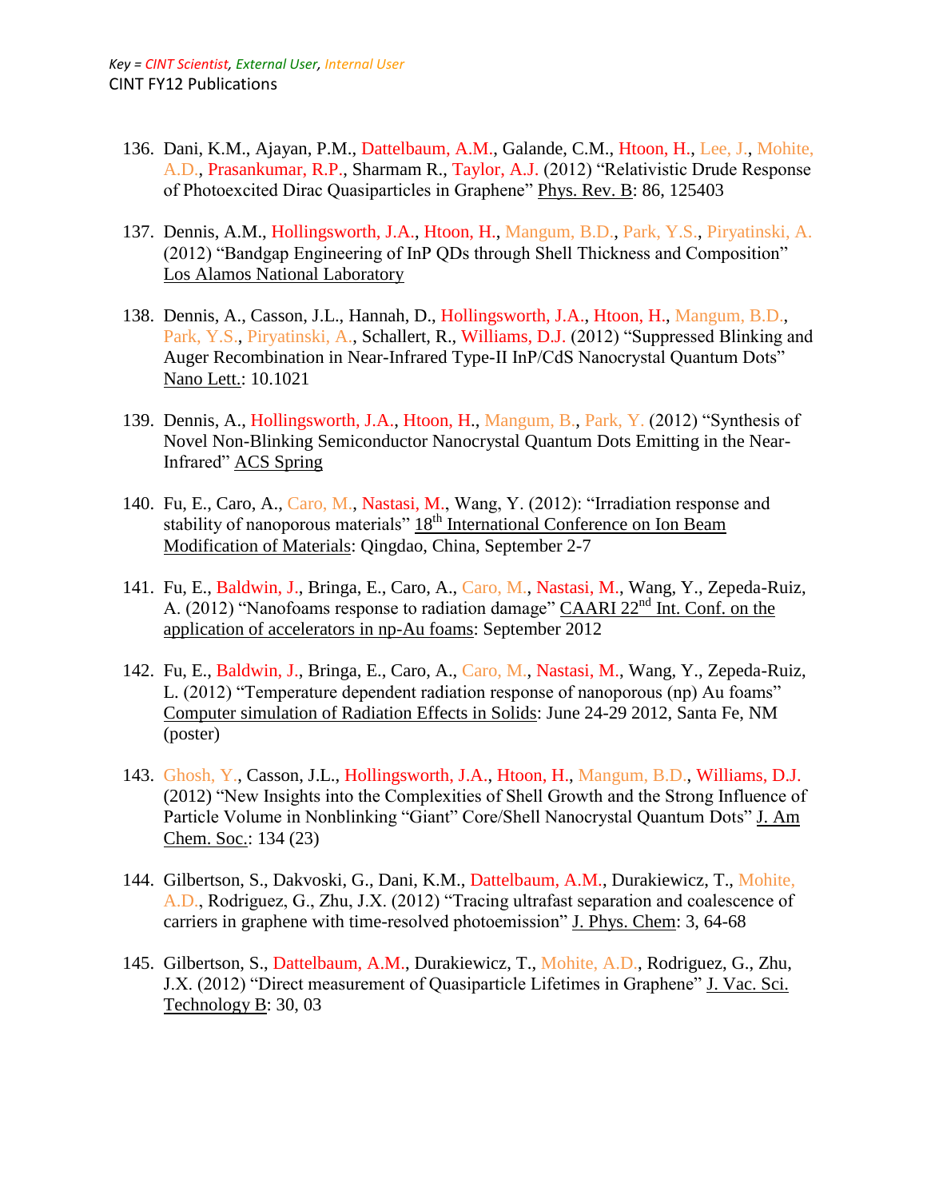*Key = CINT Scientist, External User, Internal User*

CINT FY12 Publications

136. Dani, K.M., Ajayan, P.M., Dattelbaum, A.M., Galande, C.M., Htoon, H., Lee, J., Mohite, A.D., Prasankumar, R.P., Sharmam R., Taylor, A.J. (2012) "Relativistic Drude Response of Photoexcited Dirac Quasiparticles in Graphene" Phys. Rev. B: 86, 125403

137. Dennis, A.M., Hollingsworth, J.A., Htoon, H., Mangum, B.D., Park, Y.S., Piryatinski, A. (2012) "Bandgap Engineering of InP QDs through Shell Thickness and Composition" Los Alamos National Laboratory

138. Dennis, A., Casson, J.L., Hannah, D., Hollingsworth, J.A., Htoon, H., Mangum, B.D., Park, Y.S., Piryatinski, A., Schallert, R., Williams, D.J. (2012) "Suppressed Blinking and Auger Recombination in Near-Infrared Type-II InP/CdS Nanocrystal Quantum Dots" Nano Lett.: 10.1021

139. Dennis, A., Hollingsworth, J.A., Htoon, H., Mangum, B., Park, Y. (2012) "Synthesis of Novel Non-Blinking Semiconductor Nanocrystal Quantum Dots Emitting in the Near-Infrared" ACS Spring

140. Fu, E., Caro, A., Caro, M., Nastasi, M., Wang, Y. (2012): "Irradiation response and stability of nanoporous materials" 18th International Conference on Ion Beam Modification of Materials: Qingdao, China, September 2-7

141. Fu, E., Baldwin, J., Bringa, E., Caro, A., Caro, M., Nastasi, M., Wang, Y., Zepeda-Ruiz, A. (2012) "Nanofoams response to radiation damage" CAARI 22nd Int. Conf. on the application of accelerators in np-Au foams: September 2012

142. Fu, E., Baldwin, J., Bringa, E., Caro, A., Caro, M., Nastasi, M., Wang, Y., Zepeda-Ruiz, L. (2012) "Temperature dependent radiation response of nanoporous (np) Au foams" Computer simulation of Radiation Effects in Solids: June 24-29 2012, Santa Fe, NM (poster)

143. Ghosh, Y., Casson, J.L., Hollingsworth, J.A., Htoon, H., Mangum, B.D., Williams, D.J. (2012) "New Insights into the Complexities of Shell Growth and the Strong Influence of Particle Volume in Nonblinking "Giant" Core/Shell Nanocrystal Quantum Dots" J. Am Chem. Soc.: 134 (23)

144. Gilbertson, S., Dakvoski, G., Dani, K.M., Dattelbaum, A.M., Durakiewicz, T., Mohite, A.D., Rodriguez, G., Zhu, J.X. (2012) "Tracing ultrafast separation and coalescence of carriers in graphene with time-resolved photoemission" J. Phys. Chem: 3, 64-68

145. Gilbertson, S., Dattelbaum, A.M., Durakiewicz, T., Mohite, A.D., Rodriguez, G., Zhu, J.X. (2012) "Direct measurement of Quasiparticle Lifetimes in Graphene" J. Vac. Sci. Technology B: 30, 03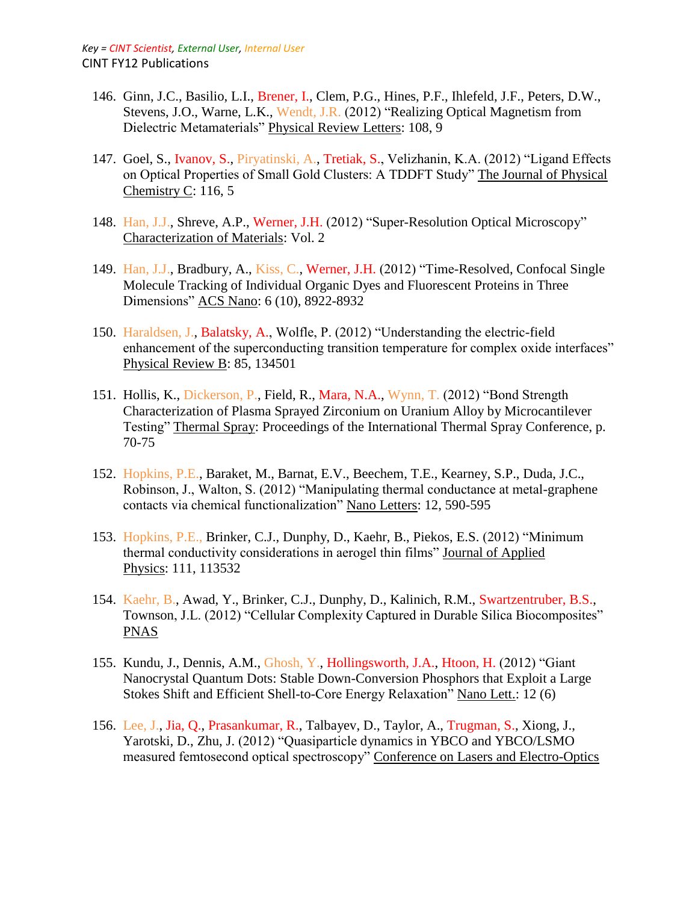*Key = CINT Scientist, External User, Internal User*

CINT FY12 Publications

146. Ginn, J.C., Basilio, L.I., Brener, I., Clem, P.G., Hines, P.F., Ihlefeld, J.F., Peters, D.W., Stevens, J.O., Warne, L.K., Wendt, J.R. (2012) "Realizing Optical Magnetism from Dielectric Metamaterials" Physical Review Letters: 108, 9

147. Goel, S., Ivanov, S., Piryatinski, A., Tretiak, S., Velizhanin, K.A. (2012) "Ligand Effects on Optical Properties of Small Gold Clusters: A TDDFT Study" The Journal of Physical Chemistry C: 116, 5

148. Han, J.J., Shreve, A.P., Werner, J.H. (2012) "Super-Resolution Optical Microscopy" Characterization of Materials: Vol. 2

149. Han, J.J., Bradbury, A., Kiss, C., Werner, J.H. (2012) "Time-Resolved, Confocal Single Molecule Tracking of Individual Organic Dyes and Fluorescent Proteins in Three Dimensions" ACS Nano: 6 (10), 8922-8932

150. Haraldsen, J., Balatsky, A., Wolfle, P. (2012) "Understanding the electric-field enhancement of the superconducting transition temperature for complex oxide interfaces" Physical Review B: 85, 134501

151. Hollis, K., Dickerson, P., Field, R., Mara, N.A., Wynn, T. (2012) "Bond Strength Characterization of Plasma Sprayed Zirconium on Uranium Alloy by Microcantilever Testing" Thermal Spray: Proceedings of the International Thermal Spray Conference, p. 70-75

152. Hopkins, P.E., Baraket, M., Barnat, E.V., Beechem, T.E., Kearney, S.P., Duda, J.C., Robinson, J., Walton, S. (2012) "Manipulating thermal conductance at metal-graphene contacts via chemical functionalization" Nano Letters: 12, 590-595

153. Hopkins, P.E., Brinker, C.J., Dunphy, D., Kaehr, B., Piekos, E.S. (2012) "Minimum thermal conductivity considerations in aerogel thin films" Journal of Applied Physics: 111, 113532

154. Kaehr, B., Awad, Y., Brinker, C.J., Dunphy, D., Kalinich, R.M., Swartzentruber, B.S., Townson, J.L. (2012) "Cellular Complexity Captured in Durable Silica Biocomposites" PNAS

155. Kundu, J., Dennis, A.M., Ghosh, Y., Hollingsworth, J.A., Htoon, H. (2012) "Giant Nanocrystal Quantum Dots: Stable Down-Conversion Phosphors that Exploit a Large Stokes Shift and Efficient Shell-to-Core Energy Relaxation" Nano Lett.: 12 (6)

156. Lee, J., Jia, Q., Prasankumar, R., Talbayev, D., Taylor, A., Trugman, S., Xiong, J., Yarotski, D., Zhu, J. (2012) "Quasiparticle dynamics in YBCO and YBCO/LSMO measured femtosecond optical spectroscopy" Conference on Lasers and Electro-Optics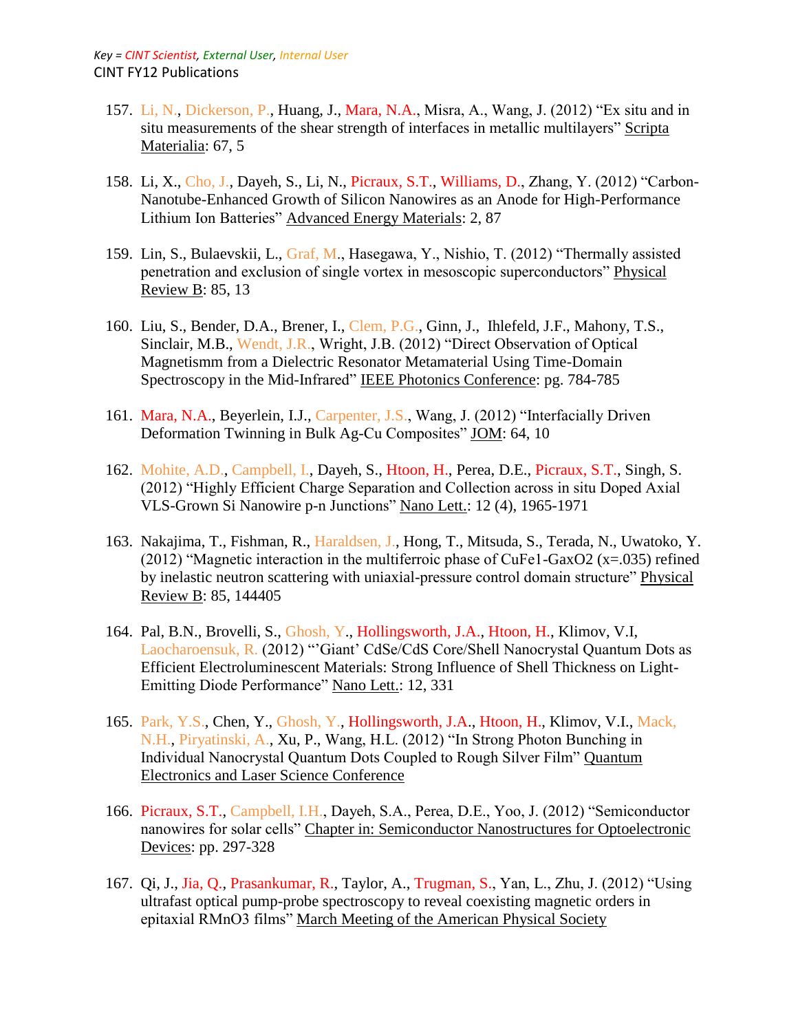*Key = CINT Scientist, External User, Internal User*

CINT FY12 Publications

157. Li, N., Dickerson, P., Huang, J., Mara, N.A., Misra, A., Wang, J. (2012) "Ex situ and in situ measurements of the shear strength of interfaces in metallic multilayers" Scripta Materialia: 67, 5

158. Li, X., Cho, J., Dayeh, S., Li, N., Picraux, S.T., Williams, D., Zhang, Y. (2012) "Carbon-Nanotube-Enhanced Growth of Silicon Nanowires as an Anode for High-Performance Lithium Ion Batteries" Advanced Energy Materials: 2, 87

159. Lin, S., Bulaevskii, L., Graf, M., Hasegawa, Y., Nishio, T. (2012) "Thermally assisted penetration and exclusion of single vortex in mesoscopic superconductors" Physical Review B: 85, 13

160. Liu, S., Bender, D.A., Brener, I., Clem, P.G., Ginn, J., Ihlefeld, J.F., Mahony, T.S., Sinclair, M.B., Wendt, J.R., Wright, J.B. (2012) "Direct Observation of Optical Magnetismm from a Dielectric Resonator Metamaterial Using Time-Domain Spectroscopy in the Mid-Infrared" IEEE Photonics Conference: pg. 784-785

161. Mara, N.A., Beyerlein, I.J., Carpenter, J.S., Wang, J. (2012) "Interfacially Driven Deformation Twinning in Bulk Ag-Cu Composites" JOM: 64, 10

162. Mohite, A.D., Campbell, I., Dayeh, S., Htoon, H., Perea, D.E., Picraux, S.T., Singh, S. (2012) "Highly Efficient Charge Separation and Collection across in situ Doped Axial VLS-Grown Si Nanowire p-n Junctions" Nano Lett.: 12 (4), 1965-1971

163. Nakajima, T., Fishman, R., Haraldsen, J., Hong, T., Mitsuda, S., Terada, N., Uwatoko, Y. (2012) "Magnetic interaction in the multiferroic phase of $CuFe_{1}$-$Ga_{x}O_{2}$ (x=.035) refined by inelastic neutron scattering with uniaxial-pressure control domain structure" Physical Review B: 85, 144405

164. Pal, B.N., Brovelli, S., Ghosh, Y., Hollingsworth, J.A., Htoon, H., Klimov, V.I, Laocharoensuk, R. (2012) "'Giant' CdSe/CdS Core/Shell Nanocrystal Quantum Dots as Efficient Electroluminescent Materials: Strong Influence of Shell Thickness on Light-Emitting Diode Performance" Nano Lett.: 12, 331

165. Park, Y.S., Chen, Y., Ghosh, Y., Hollingsworth, J.A., Htoon, H., Klimov, V.I., Mack, N.H., Piryatinski, A., Xu, P., Wang, H.L. (2012) "In Strong Photon Bunching in Individual Nanocrystal Quantum Dots Coupled to Rough Silver Film" Quantum Electronics and Laser Science Conference

166. Picraux, S.T., Campbell, I.H., Dayeh, S.A., Perea, D.E., Yoo, J. (2012) "Semiconductor nanowires for solar cells" Chapter in: Semiconductor Nanostructures for Optoelectronic Devices: pp. 297-328

167. Qi, J., Jia, Q., Prasankumar, R., Taylor, A., Trugman, S., Yan, L., Zhu, J. (2012) "Using ultrafast optical pump-probe spectroscopy to reveal coexisting magnetic orders in epitaxial $RMnO_3$ films" March Meeting of the American Physical Society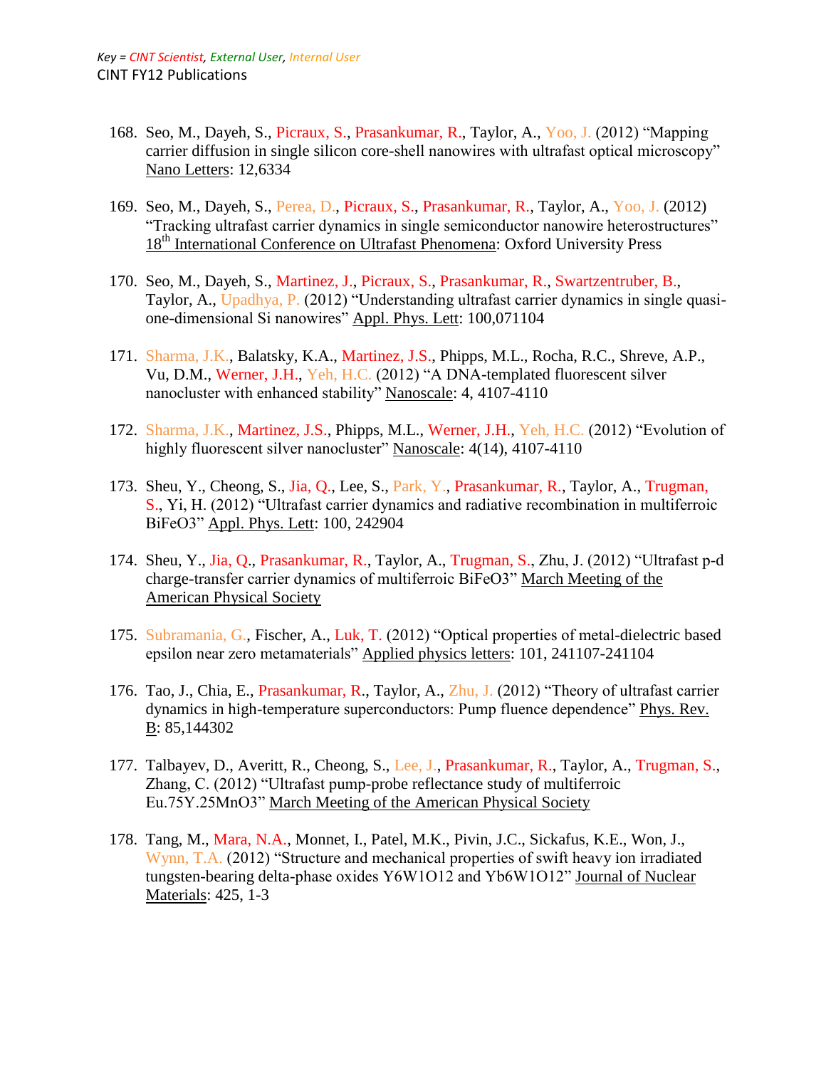*Key = CINT Scientist, External User, Internal User*

CINT FY12 Publications

168. Seo, M., Dayeh, S., Picraux, S., Prasankumar, R., Taylor, A., Yoo, J. (2012) "Mapping carrier diffusion in single silicon core-shell nanowires with ultrafast optical microscopy" Nano Letters: 12,6334

169. Seo, M., Dayeh, S., Perea, D., Picraux, S., Prasankumar, R., Taylor, A., Yoo, J. (2012) "Tracking ultrafast carrier dynamics in single semiconductor nanowire heterostructures" 18th International Conference on Ultrafast Phenomena: Oxford University Press

170. Seo, M., Dayeh, S., Martinez, J., Picraux, S., Prasankumar, R., Swartzentruber, B., Taylor, A., Upadhya, P. (2012) "Understanding ultrafast carrier dynamics in single quasi-one-dimensional Si nanowires" Appl. Phys. Lett: 100,071104

171. Sharma, J.K., Balatsky, K.A., Martinez, J.S., Phipps, M.L., Rocha, R.C., Shreve, A.P., Vu, D.M., Werner, J.H., Yeh, H.C. (2012) "A DNA-templated fluorescent silver nanocluster with enhanced stability" Nanoscale: 4, 4107-4110

172. Sharma, J.K., Martinez, J.S., Phipps, M.L., Werner, J.H., Yeh, H.C. (2012) "Evolution of highly fluorescent silver nanocluster" Nanoscale: 4(14), 4107-4110

173. Sheu, Y., Cheong, S., Jia, Q., Lee, S., Park, Y., Prasankumar, R., Taylor, A., Trugman, S., Yi, H. (2012) "Ultrafast carrier dynamics and radiative recombination in multiferroic BiFeO3" Appl. Phys. Lett: 100, 242904

174. Sheu, Y., Jia, Q., Prasankumar, R., Taylor, A., Trugman, S., Zhu, J. (2012) "Ultrafast p-d charge-transfer carrier dynamics of multiferroic BiFeO3" March Meeting of the American Physical Society

175. Subramania, G., Fischer, A., Luk, T. (2012) "Optical properties of metal-dielectric based epsilon near zero metamaterials" Applied physics letters: 101, 241107-241104

176. Tao, J., Chia, E., Prasankumar, R., Taylor, A., Zhu, J. (2012) "Theory of ultrafast carrier dynamics in high-temperature superconductors: Pump fluence dependence" Phys. Rev. B: 85,144302

177. Talbayev, D., Averitt, R., Cheong, S., Lee, J., Prasankumar, R., Taylor, A., Trugman, S., Zhang, C. (2012) "Ultrafast pump-probe reflectance study of multiferroic Eu.75Y.25MnO3" March Meeting of the American Physical Society

178. Tang, M., Mara, N.A., Monnet, I., Patel, M.K., Pivin, J.C., Sickafus, K.E., Won, J., Wynn, T.A. (2012) "Structure and mechanical properties of swift heavy ion irradiated tungsten-bearing delta-phase oxides Y6W1O12 and Yb6W1O12" Journal of Nuclear Materials: 425, 1-3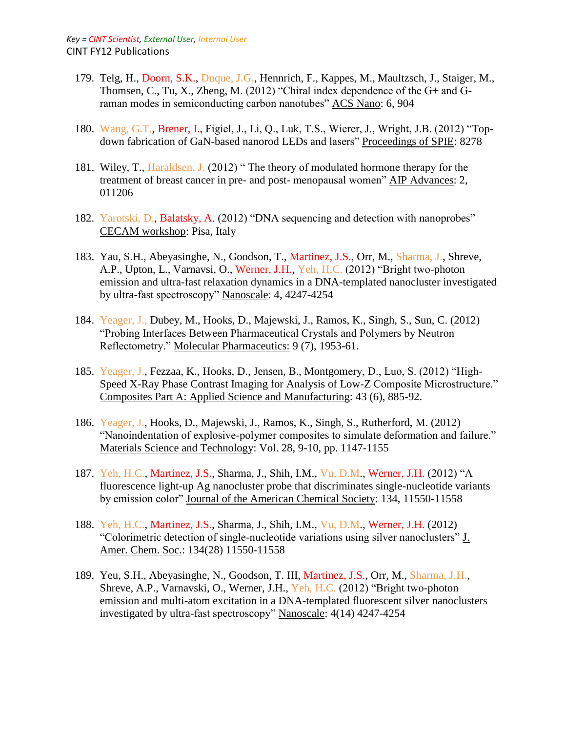*Key = CINT Scientist, External User, Internal User*

CINT FY12 Publications

179. Telg, H., Doorn, S.K., Duque, J.G., Hennrich, F., Kappes, M., Maultzsch, J., Staiger, M., Thomsen, C., Tu, X., Zheng, M. (2012) "Chiral index dependence of the G+ and G- raman modes in semiconducting carbon nanotubes" ACS Nano: 6, 904

180. Wang, G.T., Brener, I., Figiel, J., Li, Q., Luk, T.S., Wierer, J., Wright, J.B. (2012) "Top-down fabrication of GaN-based nanorod LEDs and lasers" Proceedings of SPIE: 8278

181. Wiley, T., Haraldsen, J. (2012) " The theory of modulated hormone therapy for the treatment of breast cancer in pre- and post- menopausal women" AIP Advances: 2, 011206

182. Yarotski, D., Balatsky, A. (2012) "DNA sequencing and detection with nanoprobes" CECAM workshop: Pisa, Italy

183. Yau, S.H., Abeyasinghe, N., Goodson, T., Martinez, J.S., Orr, M., Sharma, J., Shreve, A.P., Upton, L., Varnavsi, O., Werner, J.H., Yeh, H.C. (2012) "Bright two-photon emission and ultra-fast relaxation dynamics in a DNA-templated nanocluster investigated by ultra-fast spectroscopy" Nanoscale: 4, 4247-4254

184. Yeager, J., Dubey, M., Hooks, D., Majewski, J., Ramos, K., Singh, S., Sun, C. (2012) "Probing Interfaces Between Pharmaceutical Crystals and Polymers by Neutron Reflectometry." Molecular Pharmaceutics: 9 (7), 1953-61.

185. Yeager, J., Fezzaa, K., Hooks, D., Jensen, B., Montgomery, D., Luo, S. (2012) "High-Speed X-Ray Phase Contrast Imaging for Analysis of Low-Z Composite Microstructure." Composites Part A: Applied Science and Manufacturing: 43 (6), 885-92.

186. Yeager, J., Hooks, D., Majewski, J., Ramos, K., Singh, S., Rutherford, M. (2012) "Nanoindentation of explosive-polymer composites to simulate deformation and failure." Materials Science and Technology: Vol. 28, 9-10, pp. 1147-1155

187. Yeh, H.C., Martinez, J.S., Sharma, J., Shih, I.M., Vu, D.M., Werner, J.H. (2012) "A fluorescence light-up Ag nanocluster probe that discriminates single-nucleotide variants by emission color" Journal of the American Chemical Society: 134, 11550-11558

188. Yeh, H.C., Martinez, J.S., Sharma, J., Shih, I.M., Vu, D.M., Werner, J.H. (2012) "Colorimetric detection of single-nucleotide variations using silver nanoclusters" J. Amer. Chem. Soc.: 134(28) 11550-11558

189. Yeu, S.H., Abeyasinghe, N., Goodson, T. III, Martinez, J.S., Orr, M., Sharma, J.H., Shreve, A.P., Varnavski, O., Werner, J.H., Yeh, H.C. (2012) "Bright two-photon emission and multi-atom excitation in a DNA-templated fluorescent silver nanoclusters investigated by ultra-fast spectroscopy" Nanoscale: 4(14) 4247-4254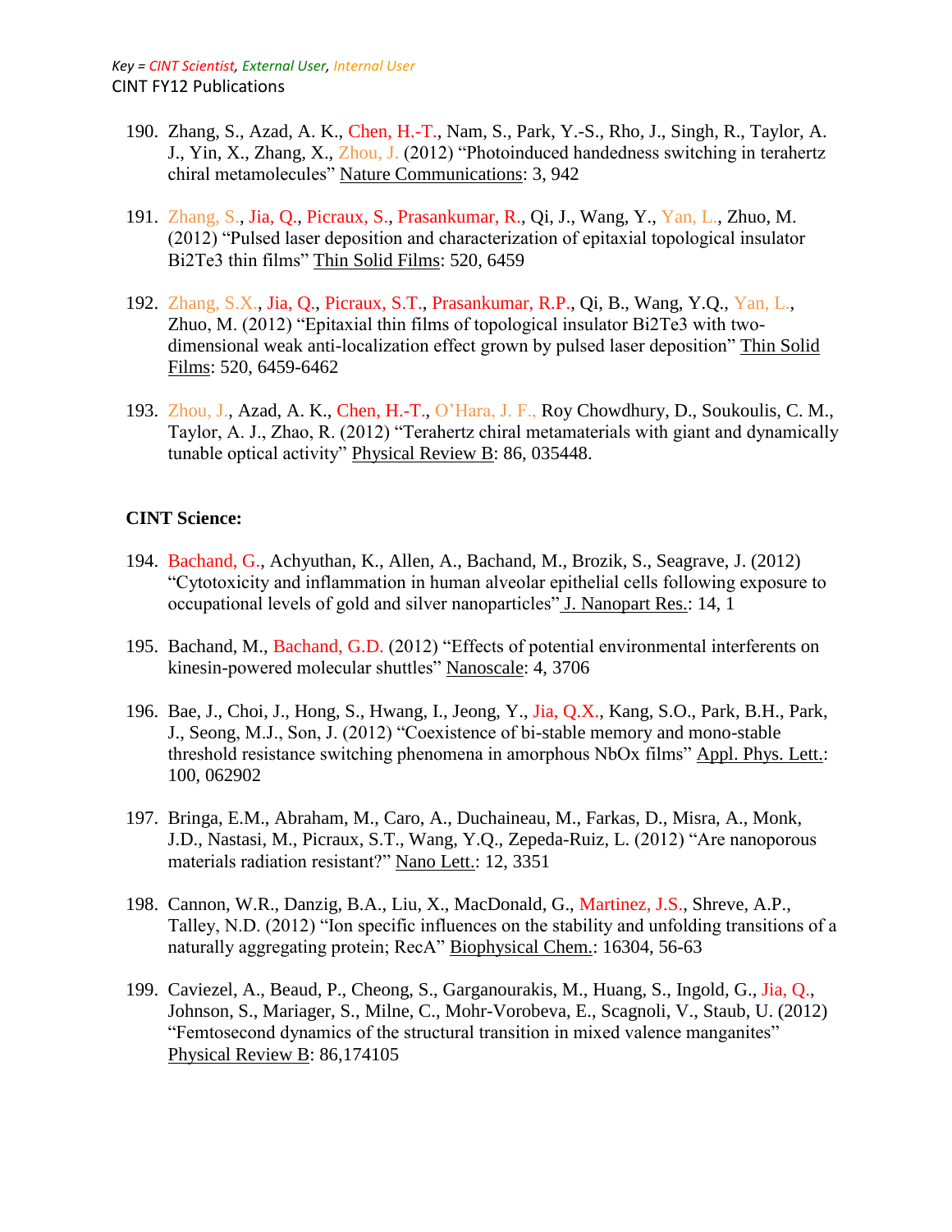Key = CINT Scientist, External User, Internal User

CINT FY12 Publications

190. Zhang, S., Azad, A. K., Chen, H.-T., Nam, S., Park, Y.-S., Rho, J., Singh, R., Taylor, A. J., Yin, X., Zhang, X., Zhou, J. (2012) "Photoinduced handedness switching in terahertz chiral metamolecules" Nature Communications: 3, 942

191. Zhang, S., Jia, Q., Picraux, S., Prasankumar, R., Qi, J., Wang, Y., Yan, L., Zhuo, M. (2012) "Pulsed laser deposition and characterization of epitaxial topological insulator Bi2Te3 thin films" Thin Solid Films: 520, 6459

192. Zhang, S.X., Jia, Q., Picraux, S.T., Prasankumar, R.P., Qi, B., Wang, Y.Q., Yan, L., Zhuo, M. (2012) "Epitaxial thin films of topological insulator Bi2Te3 with two-dimensional weak anti-localization effect grown by pulsed laser deposition" Thin Solid Films: 520, 6459-6462

193. Zhou, J., Azad, A. K., Chen, H.-T., O'Hara, J. F., Roy Chowdhury, D., Soukoulis, C. M., Taylor, A. J., Zhao, R. (2012) "Terahertz chiral metamaterials with giant and dynamically tunable optical activity" Physical Review B: 86, 035448.

**CINT Science:**

194. Bachand, G., Achyuthan, K., Allen, A., Bachand, M., Brozik, S., Seagrave, J. (2012) "Cytotoxicity and inflammation in human alveolar epithelial cells following exposure to occupational levels of gold and silver nanoparticles" J. Nanopart Res.: 14, 1

195. Bachand, M., Bachand, G.D. (2012) "Effects of potential environmental interferents on kinesin-powered molecular shuttles" Nanoscale: 4, 3706

196. Bae, J., Choi, J., Hong, S., Hwang, I., Jeong, Y., Jia, Q.X., Kang, S.O., Park, B.H., Park, J., Seong, M.J., Son, J. (2012) "Coexistence of bi-stable memory and mono-stable threshold resistance switching phenomena in amorphous NbOx films" Appl. Phys. Lett.: 100, 062902

197. Bringa, E.M., Abraham, M., Caro, A., Duchaineau, M., Farkas, D., Misra, A., Monk, J.D., Nastasi, M., Picraux, S.T., Wang, Y.Q., Zepeda-Ruiz, L. (2012) "Are nanoporous materials radiation resistant?" Nano Lett.: 12, 3351

198. Cannon, W.R., Danzig, B.A., Liu, X., MacDonald, G., Martinez, J.S., Shreve, A.P., Talley, N.D. (2012) "Ion specific influences on the stability and unfolding transitions of a naturally aggregating protein; RecA" Biophysical Chem.: 16304, 56-63

199. Caviezel, A., Beaud, P., Cheong, S., Garganourakis, M., Huang, S., Ingold, G., Jia, Q., Johnson, S., Mariager, S., Milne, C., Mohr-Vorobeva, E., Scagnoli, V., Staub, U. (2012) "Femtosecond dynamics of the structural transition in mixed valence manganites" Physical Review B: 86,174105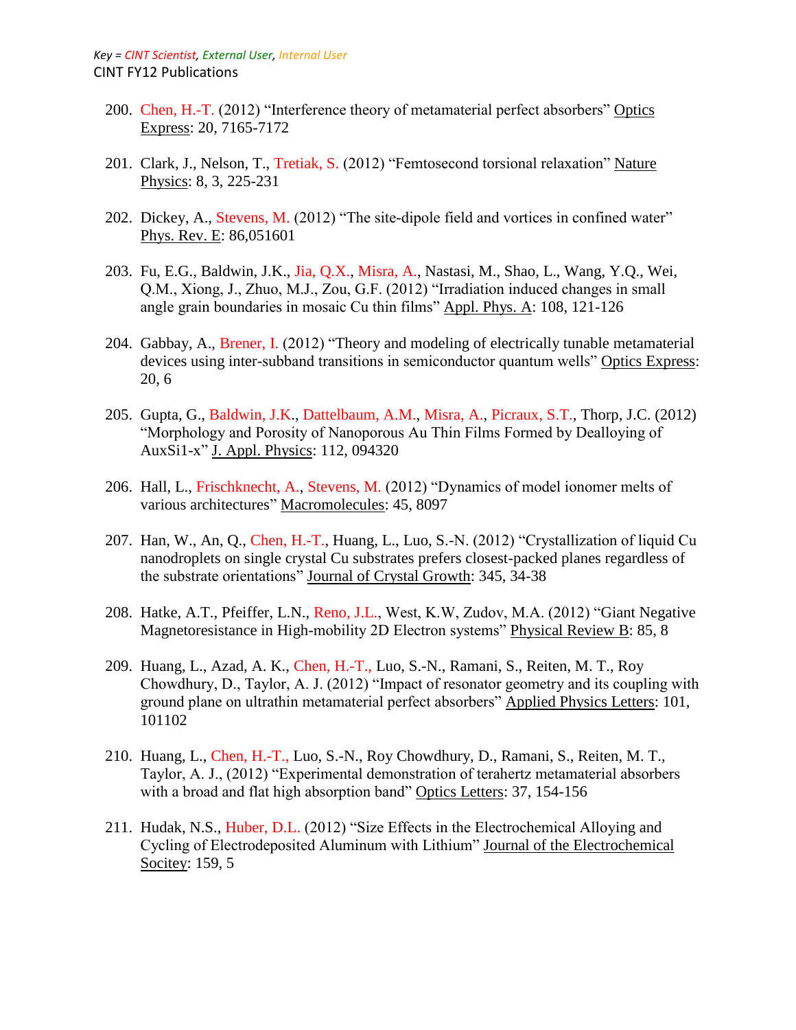*Key = CINT Scientist, External User, Internal User*

CINT FY12 Publications

200. Chen, H.-T. (2012) "Interference theory of metamaterial perfect absorbers" Optics Express: 20, 7165-7172

201. Clark, J., Nelson, T., Tretiak, S. (2012) "Femtosecond torsional relaxation" Nature Physics: 8, 3, 225-231

202. Dickey, A., Stevens, M. (2012) "The site-dipole field and vortices in confined water" Phys. Rev. E: 86,051601

203. Fu, E.G., Baldwin, J.K., Jia, Q.X., Misra, A., Nastasi, M., Shao, L., Wang, Y.Q., Wei, Q.M., Xiong, J., Zhuo, M.J., Zou, G.F. (2012) "Irradiation induced changes in small angle grain boundaries in mosaic Cu thin films" Appl. Phys. A: 108, 121-126

204. Gabbay, A., Brener, I. (2012) "Theory and modeling of electrically tunable metamaterial devices using inter-subband transitions in semiconductor quantum wells" Optics Express: 20, 6

205. Gupta, G., Baldwin, J.K., Dattelbaum, A.M., Misra, A., Picraux, S.T., Thorp, J.C. (2012) "Morphology and Porosity of Nanoporous Au Thin Films Formed by Dealloying of AuxSi1-x" J. Appl. Physics: 112, 094320

206. Hall, L., Frischknecht, A., Stevens, M. (2012) "Dynamics of model ionomer melts of various architectures" Macromolecules: 45, 8097

207. Han, W., An, Q., Chen, H.-T., Huang, L., Luo, S.-N. (2012) "Crystallization of liquid Cu nanodroplets on single crystal Cu substrates prefers closest-packed planes regardless of the substrate orientations" Journal of Crystal Growth: 345, 34-38

208. Hatke, A.T., Pfeiffer, L.N., Reno, J.L., West, K.W, Zudov, M.A. (2012) "Giant Negative Magnetoresistance in High-mobility 2D Electron systems" Physical Review B: 85, 8

209. Huang, L., Azad, A. K., Chen, H.-T., Luo, S.-N., Ramani, S., Reiten, M. T., Roy Chowdhury, D., Taylor, A. J. (2012) "Impact of resonator geometry and its coupling with ground plane on ultrathin metamaterial perfect absorbers" Applied Physics Letters: 101, 101102

210. Huang, L., Chen, H.-T., Luo, S.-N., Roy Chowdhury, D., Ramani, S., Reiten, M. T., Taylor, A. J., (2012) "Experimental demonstration of terahertz metamaterial absorbers with a broad and flat high absorption band" Optics Letters: 37, 154-156

211. Hudak, N.S., Huber, D.L. (2012) "Size Effects in the Electrochemical Alloying and Cycling of Electrodeposited Aluminum with Lithium" Journal of the Electrochemical Socitey: 159, 5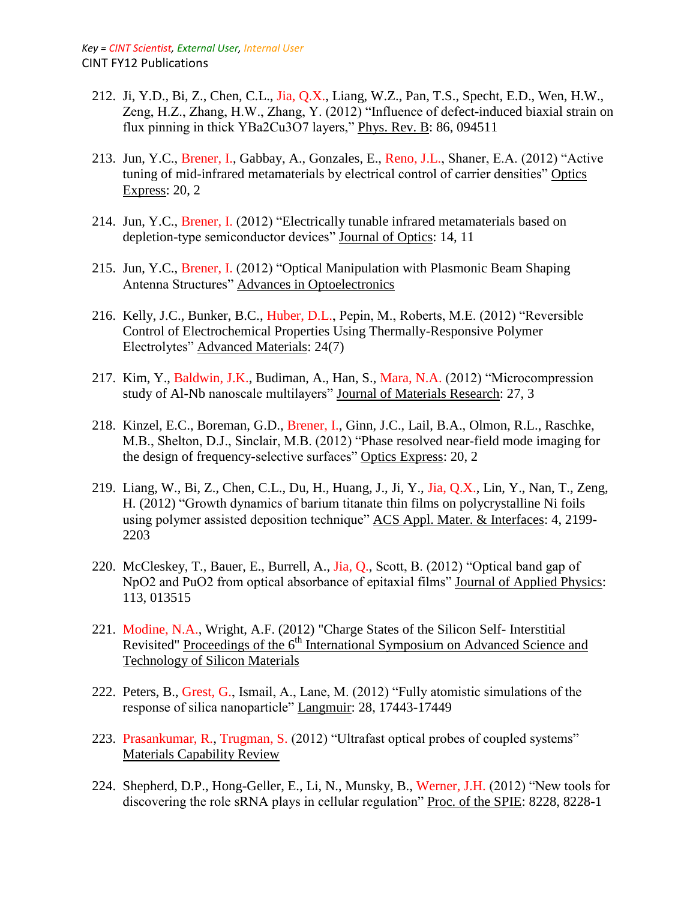*Key = CINT Scientist, External User, Internal User*

CINT FY12 Publications

212. Ji, Y.D., Bi, Z., Chen, C.L., Jia, Q.X., Liang, W.Z., Pan, T.S., Specht, E.D., Wen, H.W., Zeng, H.Z., Zhang, H.W., Zhang, Y. (2012) "Influence of defect-induced biaxial strain on flux pinning in thick YBa2Cu3O7 layers," Phys. Rev. B: 86, 094511

213. Jun, Y.C., Brener, I., Gabbay, A., Gonzales, E., Reno, J.L., Shaner, E.A. (2012) "Active tuning of mid-infrared metamaterials by electrical control of carrier densities" Optics Express: 20, 2

214. Jun, Y.C., Brener, I. (2012) "Electrically tunable infrared metamaterials based on depletion-type semiconductor devices" Journal of Optics: 14, 11

215. Jun, Y.C., Brener, I. (2012) "Optical Manipulation with Plasmonic Beam Shaping Antenna Structures" Advances in Optoelectronics

216. Kelly, J.C., Bunker, B.C., Huber, D.L., Pepin, M., Roberts, M.E. (2012) "Reversible Control of Electrochemical Properties Using Thermally-Responsive Polymer Electrolytes" Advanced Materials: 24(7)

217. Kim, Y., Baldwin, J.K., Budiman, A., Han, S., Mara, N.A. (2012) "Microcompression study of Al-Nb nanoscale multilayers" Journal of Materials Research: 27, 3

218. Kinzel, E.C., Boreman, G.D., Brener, I., Ginn, J.C., Lail, B.A., Olmon, R.L., Raschke, M.B., Shelton, D.J., Sinclair, M.B. (2012) "Phase resolved near-field mode imaging for the design of frequency-selective surfaces" Optics Express: 20, 2

219. Liang, W., Bi, Z., Chen, C.L., Du, H., Huang, J., Ji, Y., Jia, Q.X., Lin, Y., Nan, T., Zeng, H. (2012) "Growth dynamics of barium titanate thin films on polycrystalline Ni foils using polymer assisted deposition technique" ACS Appl. Mater. & Interfaces: 4, 2199-2203

220. McCleskey, T., Bauer, E., Burrell, A., Jia, Q., Scott, B. (2012) "Optical band gap of NpO2 and PuO2 from optical absorbance of epitaxial films" Journal of Applied Physics: 113, 013515

221. Modine, N.A., Wright, A.F. (2012) "Charge States of the Silicon Self- Interstitial Revisited" Proceedings of the 6th International Symposium on Advanced Science and Technology of Silicon Materials

222. Peters, B., Grest, G., Ismail, A., Lane, M. (2012) "Fully atomistic simulations of the response of silica nanoparticle" Langmuir: 28, 17443-17449

223. Prasankumar, R., Trugman, S. (2012) "Ultrafast optical probes of coupled systems" Materials Capability Review

224. Shepherd, D.P., Hong-Geller, E., Li, N., Munsky, B., Werner, J.H. (2012) "New tools for discovering the role sRNA plays in cellular regulation" Proc. of the SPIE: 8228, 8228-1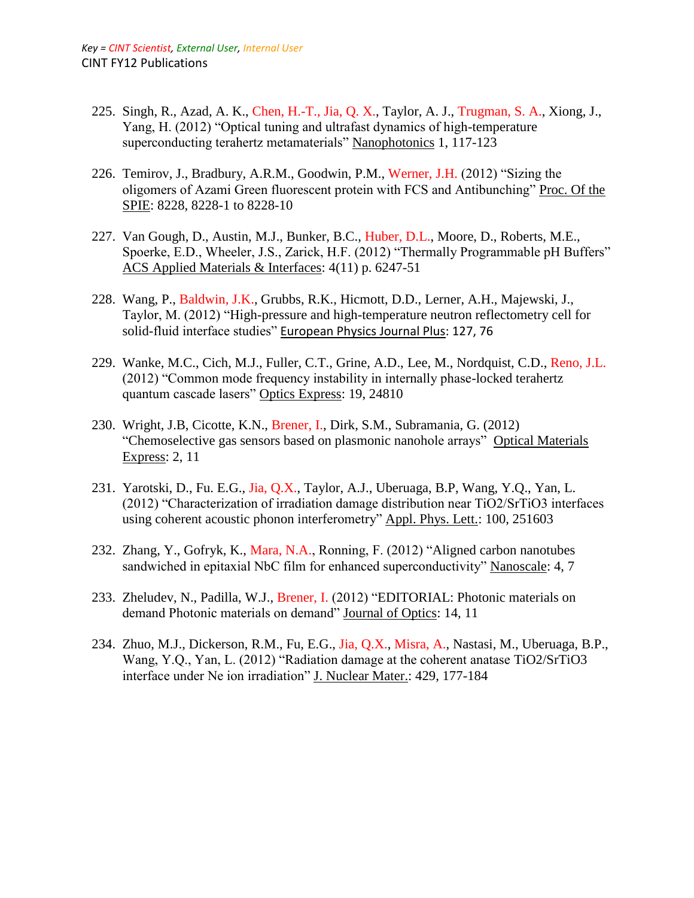Key = CINT Scientist, External User, Internal User

CINT FY12 Publications

225. Singh, R., Azad, A. K., Chen, H.-T., Jia, Q. X., Taylor, A. J., Trugman, S. A., Xiong, J., Yang, H. (2012) "Optical tuning and ultrafast dynamics of high-temperature superconducting terahertz metamaterials" Nanophotonics 1, 117-123

226. Temirov, J., Bradbury, A.R.M., Goodwin, P.M., Werner, J.H. (2012) "Sizing the oligomers of Azami Green fluorescent protein with FCS and Antibunching" Proc. Of the SPIE: 8228, 8228-1 to 8228-10

227. Van Gough, D., Austin, M.J., Bunker, B.C., Huber, D.L., Moore, D., Roberts, M.E., Spoerke, E.D., Wheeler, J.S., Zarick, H.F. (2012) "Thermally Programmable pH Buffers" ACS Applied Materials & Interfaces: 4(11) p. 6247-51

228. Wang, P., Baldwin, J.K., Grubbs, R.K., Hicmott, D.D., Lerner, A.H., Majewski, J., Taylor, M. (2012) "High-pressure and high-temperature neutron reflectometry cell for solid-fluid interface studies" European Physics Journal Plus: 127, 76

229. Wanke, M.C., Cich, M.J., Fuller, C.T., Grine, A.D., Lee, M., Nordquist, C.D., Reno, J.L. (2012) "Common mode frequency instability in internally phase-locked terahertz quantum cascade lasers" Optics Express: 19, 24810

230. Wright, J.B, Cicotte, K.N., Brener, I., Dirk, S.M., Subramania, G. (2012) "Chemoselective gas sensors based on plasmonic nanohole arrays" Optical Materials Express: 2, 11

231. Yarotski, D., Fu. E.G., Jia, Q.X., Taylor, A.J., Uberuaga, B.P, Wang, Y.Q., Yan, L. (2012) "Characterization of irradiation damage distribution near $TiO_2/SrTiO_3$ interfaces using coherent acoustic phonon interferometry" Appl. Phys. Lett.: 100, 251603

232. Zhang, Y., Gofryk, K., Mara, N.A., Ronning, F. (2012) "Aligned carbon nanotubes sandwiched in epitaxial NbC film for enhanced superconductivity" Nanoscale: 4, 7

233. Zheludev, N., Padilla, W.J., Brener, I. (2012) "EDITORIAL: Photonic materials on demand Photonic materials on demand" Journal of Optics: 14, 11

234. Zhuo, M.J., Dickerson, R.M., Fu, E.G., Jia, Q.X., Misra, A., Nastasi, M., Uberuaga, B.P., Wang, Y.Q., Yan, L. (2012) "Radiation damage at the coherent anatase $TiO_2/SrTiO_3$ interface under Ne ion irradiation" J. Nuclear Mater.: 429, 177-184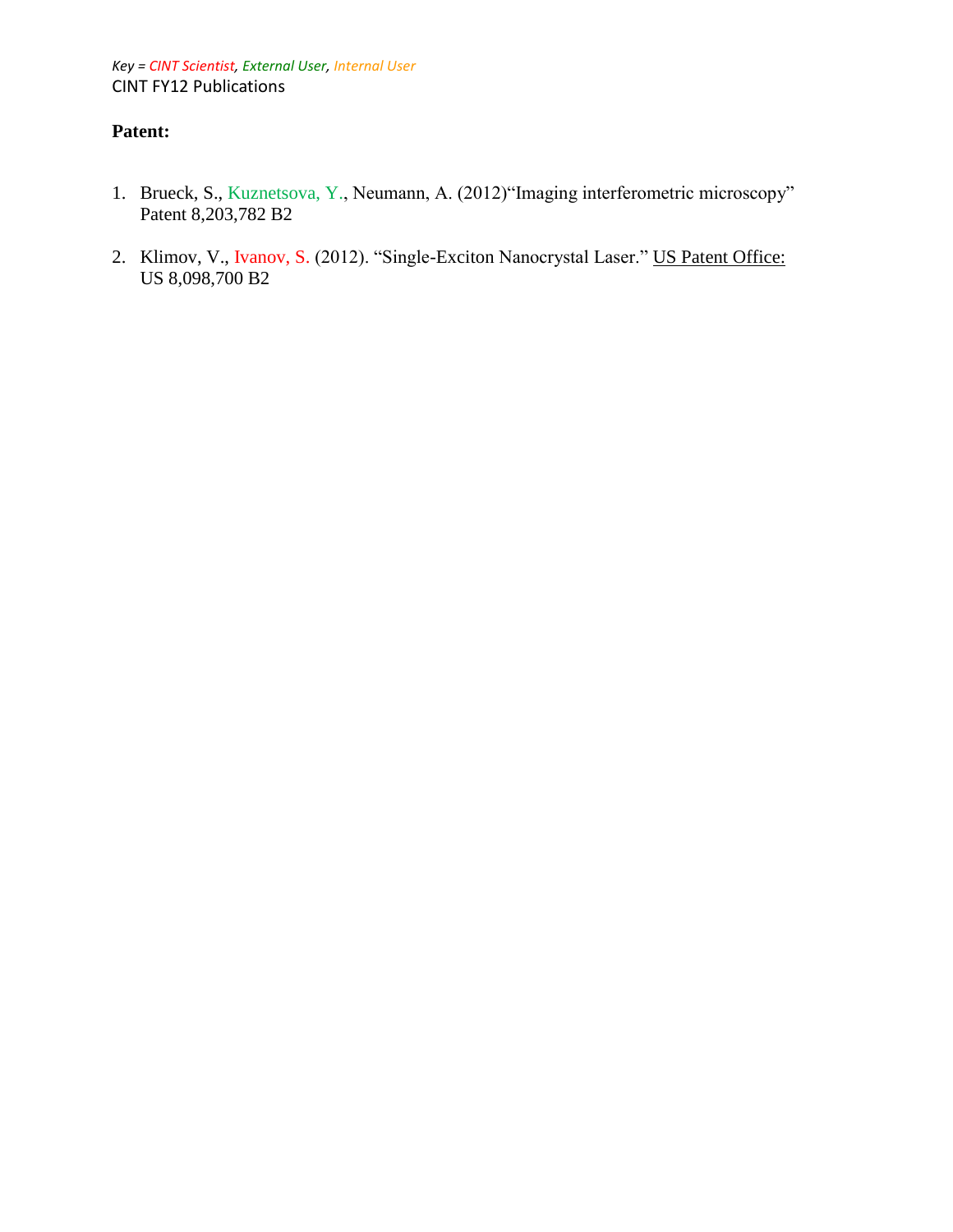*Key = CINT Scientist, External User, Internal User*

CINT FY12 Publications

**Patent:**

1. Brueck, S., Kuznetsova, Y., Neumann, A. (2012)"Imaging interferometric microscopy" Patent 8,203,782 B2

2. Klimov, V., Ivanov, S. (2012). "Single-Exciton Nanocrystal Laser." US Patent Office: US 8,098,700 B2